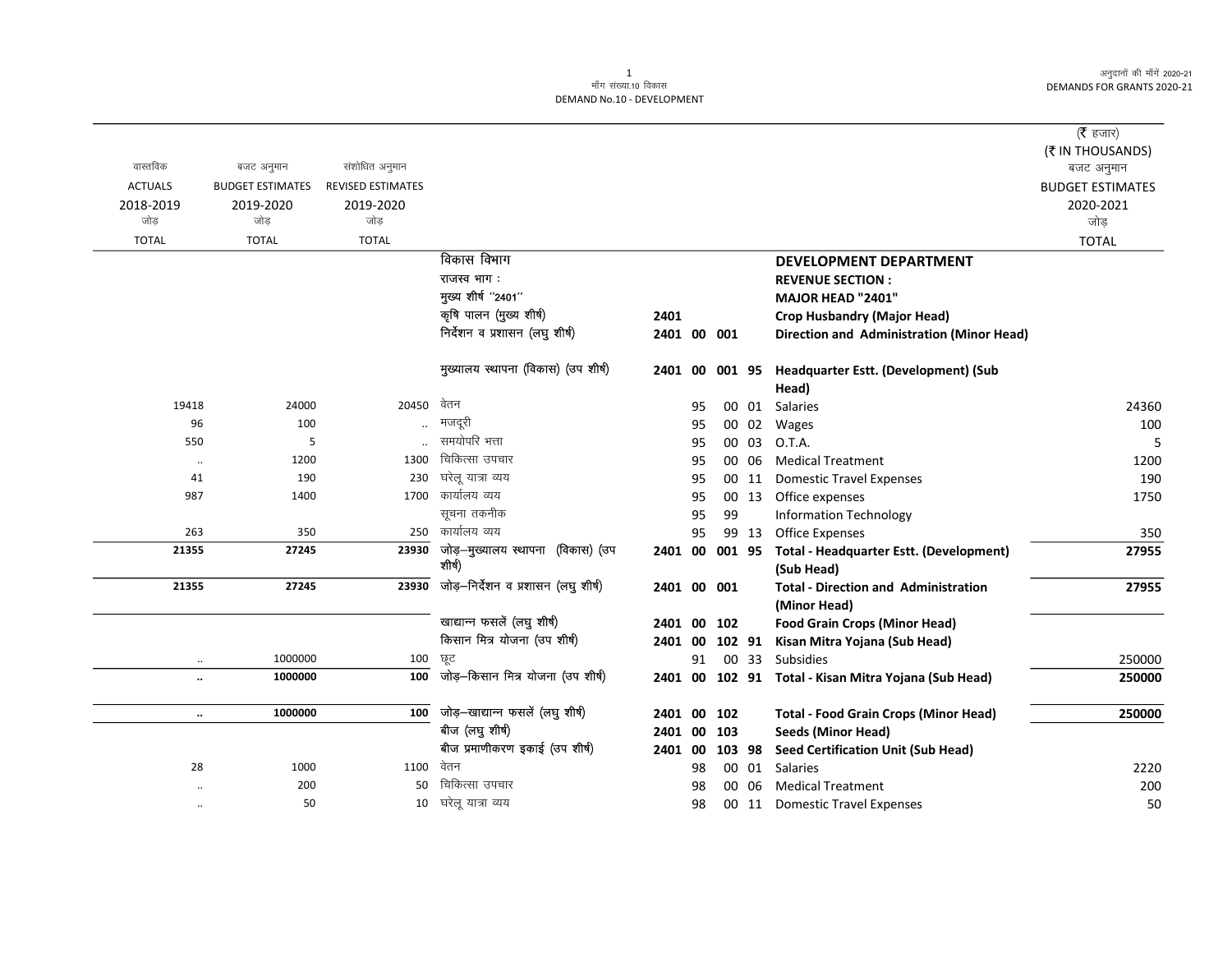मॉंग संख्या.10 विकास
DEMAND No.10 - DEVELOPMENT

(₹ हजार)
(₹ IN THOUSANDS)

| वास्तविक ACTUALS 2018-2019 जोड़ TOTAL | बजट अनुमान BUDGET ESTIMATES 2019-2020 जोड़ TOTAL | संशोधित अनुमान REVISED ESTIMATES 2019-2020 जोड़ TOTAL | | | | | | | बजट अनुमान BUDGET ESTIMATES 2020-2021 जोड़ TOTAL |
|---|---|---|---|---|---|---|---|---|---|
| | | | विकास विभाग | | | | | **DEVELOPMENT DEPARTMENT** | |
| | | | राजस्व भाग : | | | | | **REVENUE SECTION :** | |
| | | | मुख्य शीर्ष ''2401'' | | | | | **MAJOR HEAD "2401"** | |
| | | | कृषि पालन (मुख्य शीर्ष) | 2401 | | | | **Crop Husbandry (Major Head)** | |
| | | | निर्देशन व प्रशासन (लघु शीर्ष) | 2401 | 00 | 001 | | **Direction and Administration (Minor Head)** | |
| | | | मुख्यालय स्थापना (विकास) (उप शीर्ष) | 2401 | 00 | 001 | 95 | **Headquarter Estt. (Development) (Sub Head)** | |
| 19418 | 24000 | 20450 | वेतन | | 95 | 00 | 01 | Salaries | 24360 |
| 96 | 100 | .. | मजदूरी | | 95 | 00 | 02 | Wages | 100 |
| 550 | 5 | .. | समयोपरि भत्ता | | 95 | 00 | 03 | O.T.A. | 5 |
| .. | 1200 | 1300 | चिकित्सा उपचार | | 95 | 00 | 06 | Medical Treatment | 1200 |
| 41 | 190 | 230 | घरेलू यात्रा व्यय | | 95 | 00 | 11 | Domestic Travel Expenses | 190 |
| 987 | 1400 | 1700 | कार्यालय व्यय | | 95 | 00 | 13 | Office expenses | 1750 |
| | | | सूचना तकनीक | | 95 | 99 | | Information Technology | |
| 263 | 350 | 250 | कार्यालय व्यय | | 95 | 99 | 13 | Office Expenses | 350 |
| **21355** | **27245** | **23930** | जोड़–मुख्यालय स्थापना (विकास) (उप शीर्ष) | 2401 | 00 | 001 | 95 | **Total - Headquarter Estt. (Development) (Sub Head)** | **27955** |
| **21355** | **27245** | **23930** | जोड़–निर्देशन व प्रशासन (लघु शीर्ष) | 2401 | 00 | 001 | | **Total - Direction and Administration (Minor Head)** | **27955** |
| | | | खाद्यान्न फसलें (लघु शीर्ष) | 2401 | 00 | 102 | | **Food Grain Crops (Minor Head)** | |
| | | | किसान मित्र योजना (उप शीर्ष) | 2401 | 00 | 102 | 91 | **Kisan Mitra Yojana (Sub Head)** | |
| .. | 1000000 | 100 | छूट | | 91 | 00 | 33 | Subsidies | 250000 |
| **..** | **1000000** | **100** | जोड़–किसान मित्र योजना (उप शीर्ष) | 2401 | 00 | 102 | 91 | **Total - Kisan Mitra Yojana (Sub Head)** | **250000** |
| **..** | **1000000** | **100** | जोड़–खाद्यान्न फसलें (लघु शीर्ष) | 2401 | 00 | 102 | | **Total - Food Grain Crops (Minor Head)** | **250000** |
| | | | बीज (लघु शीर्ष) | 2401 | 00 | 103 | | **Seeds (Minor Head)** | |
| | | | बीज प्रमाणीकरण इकाई (उप शीर्ष) | 2401 | 00 | 103 | 98 | **Seed Certification Unit (Sub Head)** | |
| 28 | 1000 | 1100 | वेतन | | 98 | 00 | 01 | Salaries | 2220 |
| .. | 200 | 50 | चिकित्सा उपचार | | 98 | 00 | 06 | Medical Treatment | 200 |
| .. | 50 | 10 | घरेलू यात्रा व्यय | | 98 | 00 | 11 | Domestic Travel Expenses | 50 |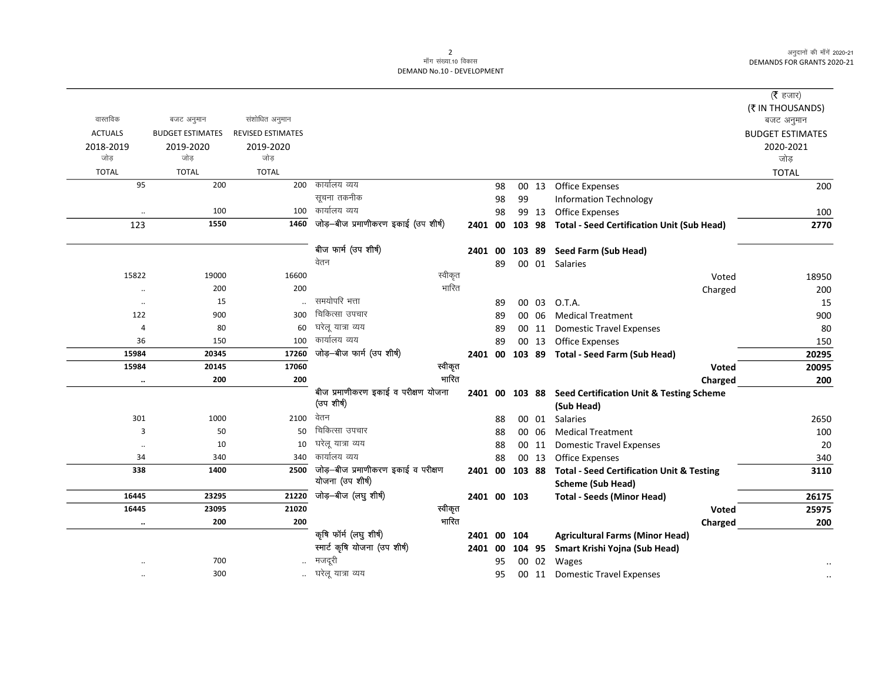मॉंग संख्या.10 विकास
DEMAND No.10 - DEVELOPMENT

| वास्तविक ACTUALS 2018-2019 जोड़ TOTAL | बजट अनुमान BUDGET ESTIMATES 2019-2020 जोड़ TOTAL | संशोधित अनुमान REVISED ESTIMATES 2019-2020 जोड़ TOTAL | | | | | | | (₹ हजार) (₹ IN THOUSANDS) बजट अनुमान BUDGET ESTIMATES 2020-2021 जोड़ TOTAL |
|---|---|---|---|---|---|---|---|---|---|
| 95 | 200 | 200 | कार्यालय व्यय | | | 98 | 00 | 13 Office Expenses | 200 |
| | | | सूचना तकनीक | | | 98 | 99 | Information Technology | |
| .. | 100 | 100 | कार्यालय व्यय | | | 98 | 99 | 13 Office Expenses | 100 |
| **123** | **1550** | **1460** | **जोड़–बीज प्रमाणीकरण इकाई (उप शीर्ष)** | **2401** | **00** | **103** | **98** | **Total - Seed Certification Unit (Sub Head)** | **2770** |
| | | | **बीज फार्म (उप शीर्ष)** | **2401** | **00** | **103** | **89** | **Seed Farm (Sub Head)** | |
| | | | वेतन | | | 89 | 00 | 01 Salaries | |
| 15822 | 19000 | 16600 | स्वीकृत | | | | | Voted | 18950 |
| .. | 200 | 200 | भारित | | | | | Charged | 200 |
| .. | 15 | .. | समयोपरि भत्ता | | | 89 | 00 | 03 O.T.A. | 15 |
| 122 | 900 | 300 | चिकित्सा उपचार | | | 89 | 00 | 06 Medical Treatment | 900 |
| 4 | 80 | 60 | घरेलू यात्रा व्यय | | | 89 | 00 | 11 Domestic Travel Expenses | 80 |
| 36 | 150 | 100 | कार्यालय व्यय | | | 89 | 00 | 13 Office Expenses | 150 |
| **15984** | **20345** | **17260** | **जोड़–बीज फार्म (उप शीर्ष)** | **2401** | **00** | **103** | **89** | **Total - Seed Farm (Sub Head)** | **20295** |
| **15984** | **20145** | **17060** | स्वीकृत | | | | | **Voted** | **20095** |
| **..** | **200** | **200** | भारित | | | | | **Charged** | **200** |
| | | | **बीज प्रमाणीकरण इकाई व परीक्षण योजना (उप शीर्ष)** | **2401** | **00** | **103** | **88** | **Seed Certification Unit & Testing Scheme (Sub Head)** | |
| 301 | 1000 | 2100 | वेतन | | | 88 | 00 | 01 Salaries | 2650 |
| 3 | 50 | 50 | चिकित्सा उपचार | | | 88 | 00 | 06 Medical Treatment | 100 |
| .. | 10 | 10 | घरेलू यात्रा व्यय | | | 88 | 00 | 11 Domestic Travel Expenses | 20 |
| 34 | 340 | 340 | कार्यालय व्यय | | | 88 | 00 | 13 Office Expenses | 340 |
| **338** | **1400** | **2500** | **जोड़–बीज प्रमाणीकरण इकाई व परीक्षण योजना (उप शीर्ष)** | **2401** | **00** | **103** | **88** | **Total - Seed Certification Unit & Testing Scheme (Sub Head)** | **3110** |
| **16445** | **23295** | **21220** | **जोड़–बीज (लघु शीर्ष)** | **2401** | **00** | **103** | | **Total - Seeds (Minor Head)** | **26175** |
| **16445** | **23095** | **21020** | स्वीकृत | | | | | **Voted** | **25975** |
| **..** | **200** | **200** | भारित | | | | | **Charged** | **200** |
| | | | **कृषि फॉर्म (लघु शीर्ष)** | **2401** | **00** | **104** | | **Agricultural Farms (Minor Head)** | |
| | | | **स्मार्ट कृषि योजना (उप शीर्ष)** | **2401** | **00** | **104** | **95** | **Smart Krishi Yojna (Sub Head)** | |
| .. | 700 | .. | मजदूरी | | | 95 | 00 | 02 Wages | .. |
| .. | 300 | .. | घरेलू यात्रा व्यय | | | 95 | 00 | 11 Domestic Travel Expenses | .. |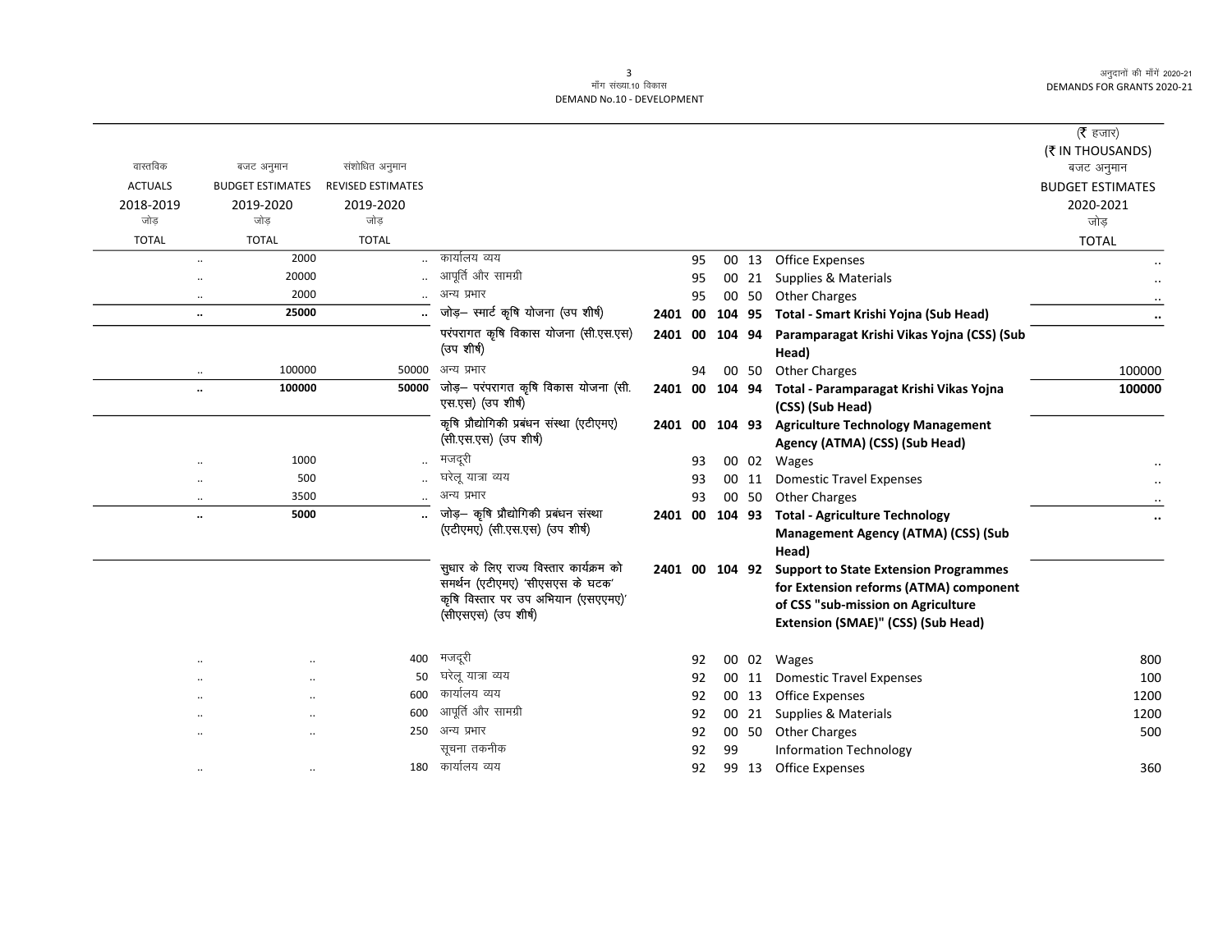माँग संख्या.10 विकास
DEMAND No.10 - DEVELOPMENT

(₹ हजार)
(₹ IN THOUSANDS)

| वास्तविक ACTUALS 2018-2019 जोड़ TOTAL | बजट अनुमान BUDGET ESTIMATES 2019-2020 जोड़ TOTAL | संशोधित अनुमान REVISED ESTIMATES 2019-2020 जोड़ TOTAL | | | | | | | | बजट अनुमान BUDGET ESTIMATES 2020-2021 जोड़ TOTAL |
|---|---|---|---|---|---|---|---|---|---|---|
| .. | 2000 | .. | कार्यालय व्यय | | | 95 | 00 | 13 | Office Expenses | .. |
| .. | 20000 | .. | आपूर्ति और सामग्री | | | 95 | 00 | 21 | Supplies & Materials | .. |
| .. | 2000 | .. | अन्य प्रभार | | | 95 | 00 | 50 | Other Charges | .. |
| **..** | **25000** | **..** | **जोड़– स्मार्ट कृषि योजना (उप शीर्ष)** | **2401** | **00** | **104** | **95** | | **Total - Smart Krishi Yojna (Sub Head)** | **..** |
| | | | **परंपरागत कृषि विकास योजना (सी.एस.एस) (उप शीर्ष)** | **2401** | **00** | **104** | **94** | | **Paramparagat Krishi Vikas Yojna (CSS) (Sub Head)** | |
| .. | 100000 | 50000 | अन्य प्रभार | | | 94 | 00 | 50 | Other Charges | 100000 |
| **..** | **100000** | **50000** | **जोड़– परंपरागत कृषि विकास योजना (सी.एस.एस) (उप शीर्ष)** | **2401** | **00** | **104** | **94** | | **Total - Paramparagat Krishi Vikas Yojna (CSS) (Sub Head)** | **100000** |
| | | | **कृषि प्रौद्योगिकी प्रबंधन संस्था (एटीएमए) (सी.एस.एस) (उप शीर्ष)** | **2401** | **00** | **104** | **93** | | **Agriculture Technology Management Agency (ATMA) (CSS) (Sub Head)** | |
| .. | 1000 | .. | मजदूरी | | | 93 | 00 | 02 | Wages | .. |
| .. | 500 | .. | घरेलू यात्रा व्यय | | | 93 | 00 | 11 | Domestic Travel Expenses | .. |
| .. | 3500 | .. | अन्य प्रभार | | | 93 | 00 | 50 | Other Charges | .. |
| **..** | **5000** | **..** | **जोड़– कृषि प्रौद्योगिकी प्रबंधन संस्था (एटीएमए) (सी.एस.एस) (उप शीर्ष)** | **2401** | **00** | **104** | **93** | | **Total - Agriculture Technology Management Agency (ATMA) (CSS) (Sub Head)** | **..** |
| | | | **सुधार के लिए राज्य विस्तार कार्यक्रम को समर्थन (एटीएमए) 'सीएसएस के घटक' कृषि विस्तार पर उप अभियान (एसएएमए)' (सीएसएस) (उप शीर्ष)** | **2401** | **00** | **104** | **92** | | **Support to State Extension Programmes for Extension reforms (ATMA) component of CSS "sub-mission on Agriculture Extension (SMAE)" (CSS) (Sub Head)** | |
| .. | .. | 400 | मजदूरी | | | 92 | 00 | 02 | Wages | 800 |
| .. | .. | 50 | घरेलू यात्रा व्यय | | | 92 | 00 | 11 | Domestic Travel Expenses | 100 |
| .. | .. | 600 | कार्यालय व्यय | | | 92 | 00 | 13 | Office Expenses | 1200 |
| .. | .. | 600 | आपूर्ति और सामग्री | | | 92 | 00 | 21 | Supplies & Materials | 1200 |
| .. | .. | 250 | अन्य प्रभार | | | 92 | 00 | 50 | Other Charges | 500 |
| | | | सूचना तकनीक | | | 92 | 99 | | Information Technology | |
| .. | .. | 180 | कार्यालय व्यय | | | 92 | 99 | 13 | Office Expenses | 360 |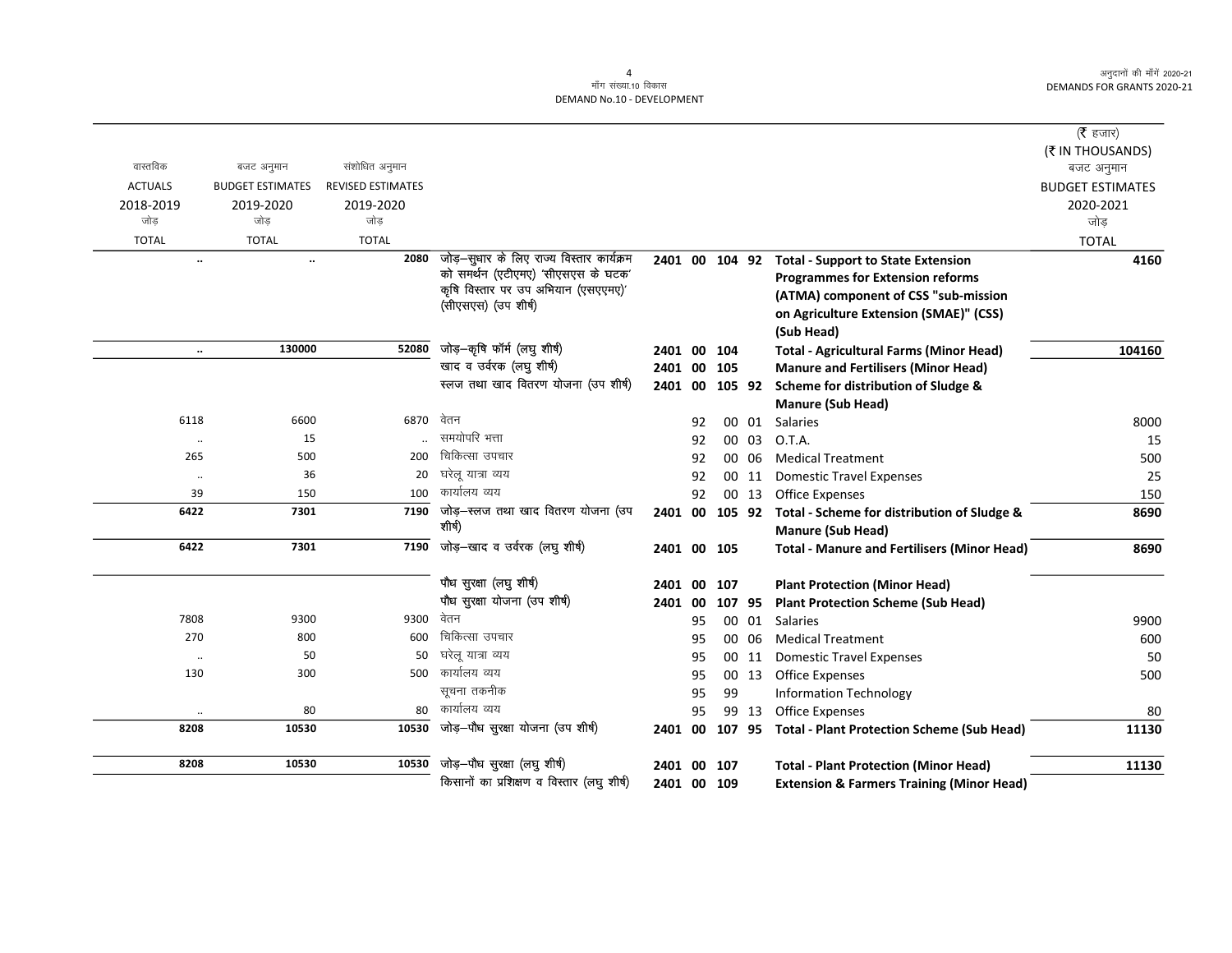मॉंग संख्या.10 विकास
DEMAND No.10 - DEVELOPMENT

| वास्तविक ACTUALS 2018-2019 जोड़ TOTAL | बजट अनुमान BUDGET ESTIMATES 2019-2020 जोड़ TOTAL | संशोधित अनुमान REVISED ESTIMATES 2019-2020 जोड़ TOTAL | | | | | | | (₹ हजार) (₹ IN THOUSANDS) बजट अनुमान BUDGET ESTIMATES 2020-2021 जोड़ TOTAL |
|---|---|---|---|---|---|---|---|---|---|
| .. | .. | 2080 | जोड़–सुधार के लिए राज्य विस्तार कार्यक्रम को समर्थन (एटीएमए) 'सीएसएस के घटक' कृषि विस्तार पर उप अभियान (एसएएमए)' (सीएसएस) (उप शीर्ष) | 2401 | 00 | 104 | 92 | Total - Support to State Extension Programmes for Extension reforms (ATMA) component of CSS "sub-mission on Agriculture Extension (SMAE)" (CSS) (Sub Head) | 4160 |
| .. | 130000 | 52080 | जोड़–कृषि फॉर्म (लघु शीर्ष) | 2401 | 00 | 104 | | Total - Agricultural Farms (Minor Head) | 104160 |
| | | | खाद व उर्वरक (लघु शीर्ष) | 2401 | 00 | 105 | | Manure and Fertilisers (Minor Head) | |
| | | | स्लज तथा खाद वितरण योजना (उप शीर्ष) | 2401 | 00 | 105 | 92 | Scheme for distribution of Sludge & Manure (Sub Head) | |
| 6118 | 6600 | 6870 | वेतन | | 92 | 00 | 01 | Salaries | 8000 |
| .. | 15 | .. | समयोपरि भत्ता | | 92 | 00 | 03 | O.T.A. | 15 |
| 265 | 500 | 200 | चिकित्सा उपचार | | 92 | 00 | 06 | Medical Treatment | 500 |
| .. | 36 | 20 | घरेलू यात्रा व्यय | | 92 | 00 | 11 | Domestic Travel Expenses | 25 |
| 39 | 150 | 100 | कार्यालय व्यय | | 92 | 00 | 13 | Office Expenses | 150 |
| 6422 | 7301 | 7190 | जोड़–स्लज तथा खाद वितरण योजना (उप शीर्ष) | 2401 | 00 | 105 | 92 | Total - Scheme for distribution of Sludge & Manure (Sub Head) | 8690 |
| 6422 | 7301 | 7190 | जोड़–खाद व उर्वरक (लघु शीर्ष) | 2401 | 00 | 105 | | Total - Manure and Fertilisers (Minor Head) | 8690 |
| | | | पौध सुरक्षा (लघु शीर्ष) | 2401 | 00 | 107 | | Plant Protection (Minor Head) | |
| | | | पौध सुरक्षा योजना (उप शीर्ष) | 2401 | 00 | 107 | 95 | Plant Protection Scheme (Sub Head) | |
| 7808 | 9300 | 9300 | वेतन | | 95 | 00 | 01 | Salaries | 9900 |
| 270 | 800 | 600 | चिकित्सा उपचार | | 95 | 00 | 06 | Medical Treatment | 600 |
| .. | 50 | 50 | घरेलू यात्रा व्यय | | 95 | 00 | 11 | Domestic Travel Expenses | 50 |
| 130 | 300 | 500 | कार्यालय व्यय | | 95 | 00 | 13 | Office Expenses | 500 |
| | | | सूचना तकनीक | | 95 | 99 | | Information Technology | |
| .. | 80 | 80 | कार्यालय व्यय | | 95 | 99 | 13 | Office Expenses | 80 |
| 8208 | 10530 | 10530 | जोड़–पौध सुरक्षा योजना (उप शीर्ष) | 2401 | 00 | 107 | 95 | Total - Plant Protection Scheme (Sub Head) | 11130 |
| 8208 | 10530 | 10530 | जोड़–पौध सुरक्षा (लघु शीर्ष) | 2401 | 00 | 107 | | Total - Plant Protection (Minor Head) | 11130 |
| | | | किसानों का प्रशिक्षण व विस्तार (लघु शीर्ष) | 2401 | 00 | 109 | | Extension & Farmers Training (Minor Head) | |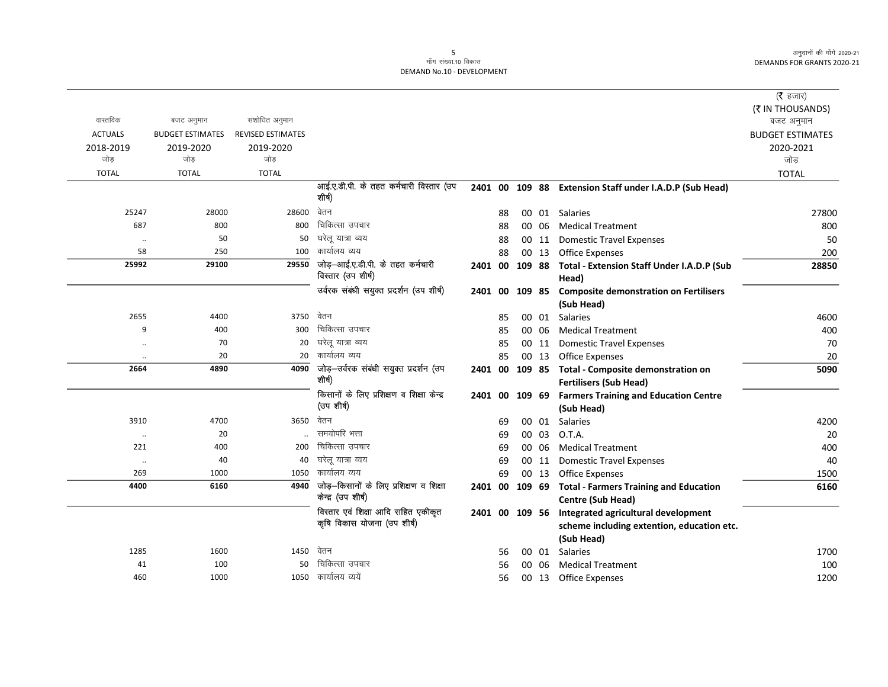मॉंग संख्या.10 विकास
DEMAND No.10 - DEVELOPMENT

| वास्तविक ACTUALS 2018-2019 जोड़ TOTAL | बजट अनुमान BUDGET ESTIMATES 2019-2020 जोड़ TOTAL | संशोधित अनुमान REVISED ESTIMATES 2019-2020 जोड़ TOTAL | | | | | | | (₹ हजार) (₹ IN THOUSANDS) बजट अनुमान BUDGET ESTIMATES 2020-2021 जोड़ TOTAL |
|---|---|---|---|---|---|---|---|---|---|
| | | | आई.ए.डी.पी. के तहत कर्मचारी विस्तार (उप शीर्ष) | 2401 | 00 | 109 | 88 | **Extension Staff under I.A.D.P (Sub Head)** | |
| 25247 | 28000 | 28600 | वेतन | | 88 | 00 | 01 | Salaries | 27800 |
| 687 | 800 | 800 | चिकित्सा उपचार | | 88 | 00 | 06 | Medical Treatment | 800 |
| .. | 50 | 50 | घरेलू यात्रा व्यय | | 88 | 00 | 11 | Domestic Travel Expenses | 50 |
| 58 | 250 | 100 | कार्यालय व्यय | | 88 | 00 | 13 | Office Expenses | 200 |
| **25992** | **29100** | **29550** | जोड़–आई.ए.डी.पी. के तहत कर्मचारी विस्तार (उप शीर्ष) | **2401** | **00** | **109** | **88** | **Total - Extension Staff Under I.A.D.P (Sub Head)** | **28850** |
| | | | उर्वरक संबंधी सयुक्त प्रदर्शन (उप शीर्ष) | 2401 | 00 | 109 | 85 | **Composite demonstration on Fertilisers (Sub Head)** | |
| 2655 | 4400 | 3750 | वेतन | | 85 | 00 | 01 | Salaries | 4600 |
| 9 | 400 | 300 | चिकित्सा उपचार | | 85 | 00 | 06 | Medical Treatment | 400 |
| .. | 70 | 20 | घरेलू यात्रा व्यय | | 85 | 00 | 11 | Domestic Travel Expenses | 70 |
| .. | 20 | 20 | कार्यालय व्यय | | 85 | 00 | 13 | Office Expenses | 20 |
| **2664** | **4890** | **4090** | जोड़–उर्वरक संबंधी सयुक्त प्रदर्शन (उप शीर्ष) | **2401** | **00** | **109** | **85** | **Total - Composite demonstration on Fertilisers (Sub Head)** | **5090** |
| | | | किसानों के लिए प्रशिक्षण व शिक्षा केन्द्र (उप शीर्ष) | 2401 | 00 | 109 | 69 | **Farmers Training and Education Centre (Sub Head)** | |
| 3910 | 4700 | 3650 | वेतन | | 69 | 00 | 01 | Salaries | 4200 |
| .. | 20 | .. | समयोपरि भत्ता | | 69 | 00 | 03 | O.T.A. | 20 |
| 221 | 400 | 200 | चिकित्सा उपचार | | 69 | 00 | 06 | Medical Treatment | 400 |
| .. | 40 | 40 | घरेलू यात्रा व्यय | | 69 | 00 | 11 | Domestic Travel Expenses | 40 |
| 269 | 1000 | 1050 | कार्यालय व्यय | | 69 | 00 | 13 | Office Expenses | 1500 |
| **4400** | **6160** | **4940** | जोड़–किसानों के लिए प्रशिक्षण व शिक्षा केन्द्र (उप शीर्ष) | **2401** | **00** | **109** | **69** | **Total - Farmers Training and Education Centre (Sub Head)** | **6160** |
| | | | विस्तार एवं शिक्षा आदि सहित एकीकृत कृषि विकास योजना (उप शीर्ष) | 2401 | 00 | 109 | 56 | **Integrated agricultural development scheme including extention, education etc. (Sub Head)** | |
| 1285 | 1600 | 1450 | वेतन | | 56 | 00 | 01 | Salaries | 1700 |
| 41 | 100 | 50 | चिकित्सा उपचार | | 56 | 00 | 06 | Medical Treatment | 100 |
| 460 | 1000 | 1050 | कार्यालय व्ययें | | 56 | 00 | 13 | Office Expenses | 1200 |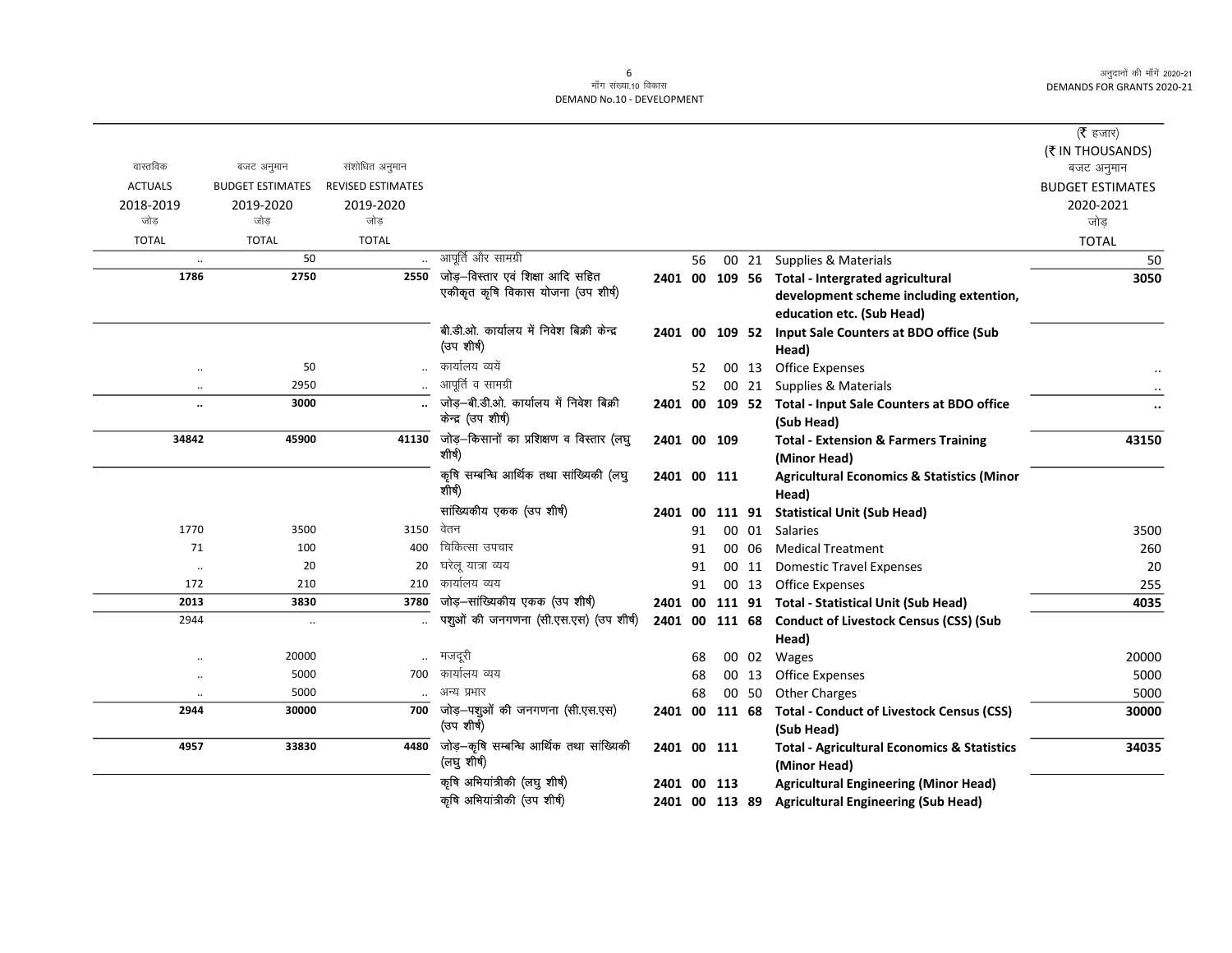(₹ हजार)
(₹ IN THOUSANDS)

| वास्तविक ACTUALS 2018-2019 जोड़ TOTAL | बजट अनुमान BUDGET ESTIMATES 2019-2020 जोड़ TOTAL | संशोधित अनुमान REVISED ESTIMATES 2019-2020 जोड़ TOTAL | | | | | | | बजट अनुमान BUDGET ESTIMATES 2020-2021 जोड़ TOTAL |
|---|---|---|---|---|---|---|---|---|---|
| .. | 50 | .. | आपूर्ति और सामग्री | | 56 | 00 | 21 | Supplies & Materials | 50 |
| **1786** | **2750** | **2550** | **जोड़–विस्तार एवं शिक्षा आदि सहित एकीकृत कृषि विकास योजना (उप शीर्ष)** | **2401** | **00** | **109** | **56** | **Total - Intergrated agricultural development scheme including extention, education etc. (Sub Head)** | **3050** |
| | | | **बी.डी.ओ. कार्यालय में निवेश बिक्री केन्द्र (उप शीर्ष)** | **2401** | **00** | **109** | **52** | **Input Sale Counters at BDO office (Sub Head)** | |
| .. | 50 | .. | कार्यालय व्ययें | | 52 | 00 | 13 | Office Expenses | .. |
| .. | 2950 | .. | आपूर्ति व सामग्री | | 52 | 00 | 21 | Supplies & Materials | .. |
| **..** | **3000** | **..** | **जोड़–बी.डी.ओ. कार्यालय में निवेश बिक्री केन्द्र (उप शीर्ष)** | **2401** | **00** | **109** | **52** | **Total - Input Sale Counters at BDO office (Sub Head)** | **..** |
| **34842** | **45900** | **41130** | **जोड़–किसानों का प्रशिक्षण व विस्तार (लघु शीर्ष)** | **2401** | **00** | **109** | | **Total - Extension & Farmers Training (Minor Head)** | **43150** |
| | | | **कृषि सम्बन्धि आर्थिक तथा सांख्यिकी (लघु शीर्ष)** | **2401** | **00** | **111** | | **Agricultural Economics & Statistics (Minor Head)** | |
| | | | **सांख्यिकीय एकक (उप शीर्ष)** | **2401** | **00** | **111** | **91** | **Statistical Unit (Sub Head)** | |
| 1770 | 3500 | 3150 | वेतन | | 91 | 00 | 01 | Salaries | 3500 |
| 71 | 100 | 400 | चिकित्सा उपचार | | 91 | 00 | 06 | Medical Treatment | 260 |
| .. | 20 | 20 | घरेलू यात्रा व्यय | | 91 | 00 | 11 | Domestic Travel Expenses | 20 |
| 172 | 210 | 210 | कार्यालय व्यय | | 91 | 00 | 13 | Office Expenses | 255 |
| **2013** | **3830** | **3780** | **जोड़–सांख्यिकीय एकक (उप शीर्ष)** | **2401** | **00** | **111** | **91** | **Total - Statistical Unit (Sub Head)** | **4035** |
| 2944 | .. | .. | **पशुओं की जनगणना (सी.एस.एस) (उप शीर्ष)** | **2401** | **00** | **111** | **68** | **Conduct of Livestock Census (CSS) (Sub Head)** | |
| .. | 20000 | .. | मजदूरी | | 68 | 00 | 02 | Wages | 20000 |
| .. | 5000 | 700 | कार्यालय व्यय | | 68 | 00 | 13 | Office Expenses | 5000 |
| .. | 5000 | .. | अन्य प्रभार | | 68 | 00 | 50 | Other Charges | 5000 |
| **2944** | **30000** | **700** | **जोड़–पशुओं की जनगणना (सी.एस.एस) (उप शीर्ष)** | **2401** | **00** | **111** | **68** | **Total - Conduct of Livestock Census (CSS) (Sub Head)** | **30000** |
| **4957** | **33830** | **4480** | **जोड़–कृषि सम्बन्धि आर्थिक तथा सांख्यिकी (लघु शीर्ष)** | **2401** | **00** | **111** | | **Total - Agricultural Economics & Statistics (Minor Head)** | **34035** |
| | | | **कृषि अभियांत्रीकी (लघु शीर्ष)** | **2401** | **00** | **113** | | **Agricultural Engineering (Minor Head)** | |
| | | | **कृषि अभियांत्रीकी (उप शीर्ष)** | **2401** | **00** | **113** | **89** | **Agricultural Engineering (Sub Head)** | |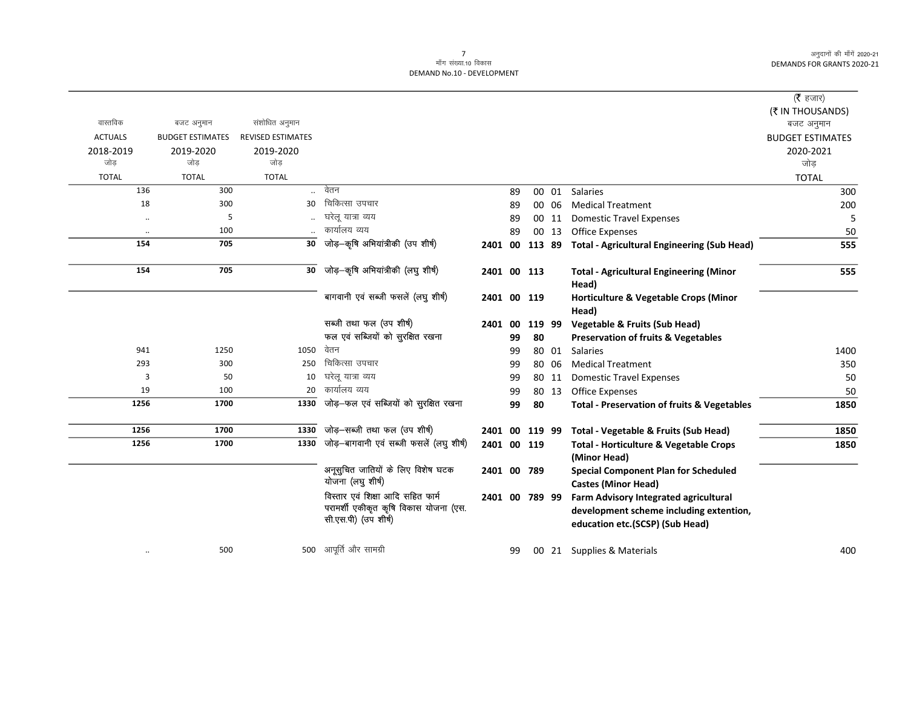मॉंग संख्या.10 विकास
DEMAND No.10 - DEVELOPMENT

(₹ हजार)
(₹ IN THOUSANDS)

| वास्तविक ACTUALS 2018-2019 जोड़ TOTAL | बजट अनुमान BUDGET ESTIMATES 2019-2020 जोड़ TOTAL | संशोधित अनुमान REVISED ESTIMATES 2019-2020 जोड़ TOTAL | | | | | | | | बजट अनुमान BUDGET ESTIMATES 2020-2021 जोड़ TOTAL |
|---|---|---|---|---|---|---|---|---|---|---|
| 136 | 300 | .. | वेतन | | | 89 | 00 | 01 | Salaries | 300 |
| 18 | 300 | 30 | चिकित्सा उपचार | | | 89 | 00 | 06 | Medical Treatment | 200 |
| .. | 5 | .. | घरेलू यात्रा व्यय | | | 89 | 00 | 11 | Domestic Travel Expenses | 5 |
| .. | 100 | .. | कार्यालय व्यय | | | 89 | 00 | 13 | Office Expenses | 50 |
| **154** | **705** | **30** | **जोड़–कृषि अभियांत्रीकी (उप शीर्ष)** | **2401** | **00** | **113** | **89** | | **Total - Agricultural Engineering (Sub Head)** | **555** |
| **154** | **705** | **30** | **जोड़–कृषि अभियांत्रीकी (लघु शीर्ष)** | **2401** | **00** | **113** | | | **Total - Agricultural Engineering (Minor Head)** | **555** |
| | | | बागवानी एवं सब्जी फसलें (लघु शीर्ष) | **2401** | **00** | **119** | | | **Horticulture & Vegetable Crops (Minor Head)** | |
| | | | सब्जी तथा फल (उप शीर्ष) | **2401** | **00** | **119** | **99** | | **Vegetable & Fruits (Sub Head)** | |
| | | | फल एवं सब्जियों को सुरक्षित रखना | | | **99** | **80** | | **Preservation of fruits & Vegetables** | |
| 941 | 1250 | 1050 | वेतन | | | 99 | 80 | 01 | Salaries | 1400 |
| 293 | 300 | 250 | चिकित्सा उपचार | | | 99 | 80 | 06 | Medical Treatment | 350 |
| 3 | 50 | 10 | घरेलू यात्रा व्यय | | | 99 | 80 | 11 | Domestic Travel Expenses | 50 |
| 19 | 100 | 20 | कार्यालय व्यय | | | 99 | 80 | 13 | Office Expenses | 50 |
| **1256** | **1700** | **1330** | **जोड़–फल एवं सब्जियों को सुरक्षित रखना** | | | **99** | **80** | | **Total - Preservation of fruits & Vegetables** | **1850** |
| **1256** | **1700** | **1330** | **जोड़–सब्जी तथा फल (उप शीर्ष)** | **2401** | **00** | **119** | **99** | | **Total - Vegetable & Fruits (Sub Head)** | **1850** |
| **1256** | **1700** | **1330** | **जोड़–बागवानी एवं सब्जी फसलें (लघु शीर्ष)** | **2401** | **00** | **119** | | | **Total - Horticulture & Vegetable Crops (Minor Head)** | **1850** |
| | | | अनूसुचित जातियों के लिए विशेष घटक योजना (लघु शीर्ष) | **2401** | **00** | **789** | | | **Special Component Plan for Scheduled Castes (Minor Head)** | |
| | | | विस्तार एवं शिक्षा आदि सहित फार्म परामर्शी एकीकृत कृषि विकास योजना (एस.सी.एस.पी) (उप शीर्ष) | **2401** | **00** | **789** | **99** | | **Farm Advisory Integrated agricultural development scheme including extention, education etc.(SCSP) (Sub Head)** | |
| .. | 500 | 500 | आपूर्ति और सामग्री | | | 99 | 00 | 21 | Supplies & Materials | 400 |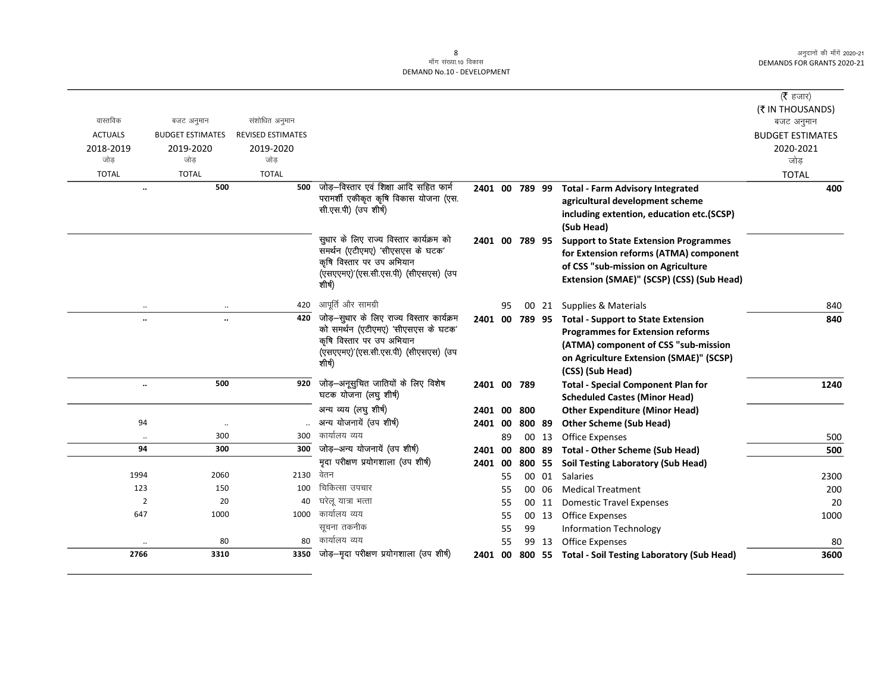मॉंग संख्या.10 विकास
DEMAND No.10 - DEVELOPMENT

| वास्तविक ACTUALS 2018-2019 जोड़ TOTAL | बजट अनुमान BUDGET ESTIMATES 2019-2020 जोड़ TOTAL | संशोधित अनुमान REVISED ESTIMATES 2019-2020 जोड़ TOTAL | | | | | | | (₹ हजार) (₹ IN THOUSANDS) बजट अनुमान BUDGET ESTIMATES 2020-2021 जोड़ TOTAL |
|---|---|---|---|---|---|---|---|---|---|
| .. | 500 | 500 | जोड़–विस्तार एवं शिक्षा आदि सहित फार्म परामर्शी एकीकृत कृषि विकास योजना (एस.सी.एस.पी) (उप शीर्ष) | 2401 | 00 | 789 | 99 | **Total - Farm Advisory Integrated agricultural development scheme including extention, education etc.(SCSP) (Sub Head)** | 400 |
| | | | सुधार के लिए राज्य विस्तार कार्यक्रम को समर्थन (एटीएमए) 'सीएसएस के घटक' कृषि विस्तार पर उप अभियान (एसएएमए)'(एस.सी.एस.पी) (सीएसएस) (उप शीर्ष) | 2401 | 00 | 789 | 95 | **Support to State Extension Programmes for Extension reforms (ATMA) component of CSS "sub-mission on Agriculture Extension (SMAE)" (SCSP) (CSS) (Sub Head)** | |
| .. | .. | 420 | आपूर्ति और सामग्री | | 95 | 00 | 21 | Supplies & Materials | 840 |
| .. | .. | 420 | जोड़–सुधार के लिए राज्य विस्तार कार्यक्रम को समर्थन (एटीएमए) 'सीएसएस के घटक' कृषि विस्तार पर उप अभियान (एसएएमए)'(एस.सी.एस.पी) (सीएसएस) (उप शीर्ष) | 2401 | 00 | 789 | 95 | **Total - Support to State Extension Programmes for Extension reforms (ATMA) component of CSS "sub-mission on Agriculture Extension (SMAE)" (SCSP) (CSS) (Sub Head)** | 840 |
| .. | 500 | 920 | जोड़–अनुसूचित जातियों के लिए विशेष घटक योजना (लघु शीर्ष) | 2401 | 00 | 789 | | **Total - Special Component Plan for Scheduled Castes (Minor Head)** | 1240 |
| | | | अन्य व्यय (लघु शीर्ष) | 2401 | 00 | 800 | | **Other Expenditure (Minor Head)** | |
| 94 | .. | .. | अन्य योजनायें (उप शीर्ष) | 2401 | 00 | 800 | 89 | **Other Scheme (Sub Head)** | |
| .. | 300 | 300 | कार्यालय व्यय | | 89 | 00 | 13 | Office Expenses | 500 |
| 94 | 300 | 300 | जोड़–अन्य योजनायें (उप शीर्ष) | 2401 | 00 | 800 | 89 | **Total - Other Scheme (Sub Head)** | 500 |
| | | | मृदा परीक्षण प्रयोगशाला (उप शीर्ष) | 2401 | 00 | 800 | 55 | **Soil Testing Laboratory (Sub Head)** | |
| 1994 | 2060 | 2130 | वेतन | | 55 | 00 | 01 | Salaries | 2300 |
| 123 | 150 | 100 | चिकित्सा उपचार | | 55 | 00 | 06 | Medical Treatment | 200 |
| 2 | 20 | 40 | घरेलू यात्रा भत्ता | | 55 | 00 | 11 | Domestic Travel Expenses | 20 |
| 647 | 1000 | 1000 | कार्यालय व्यय | | 55 | 00 | 13 | Office Expenses | 1000 |
| | | | सूचना तकनीक | | 55 | 99 | | Information Technology | |
| .. | 80 | 80 | कार्यालय व्यय | | 55 | 99 | 13 | Office Expenses | 80 |
| 2766 | 3310 | 3350 | जोड़–मृदा परीक्षण प्रयोगशाला (उप शीर्ष) | 2401 | 00 | 800 | 55 | **Total - Soil Testing Laboratory (Sub Head)** | 3600 |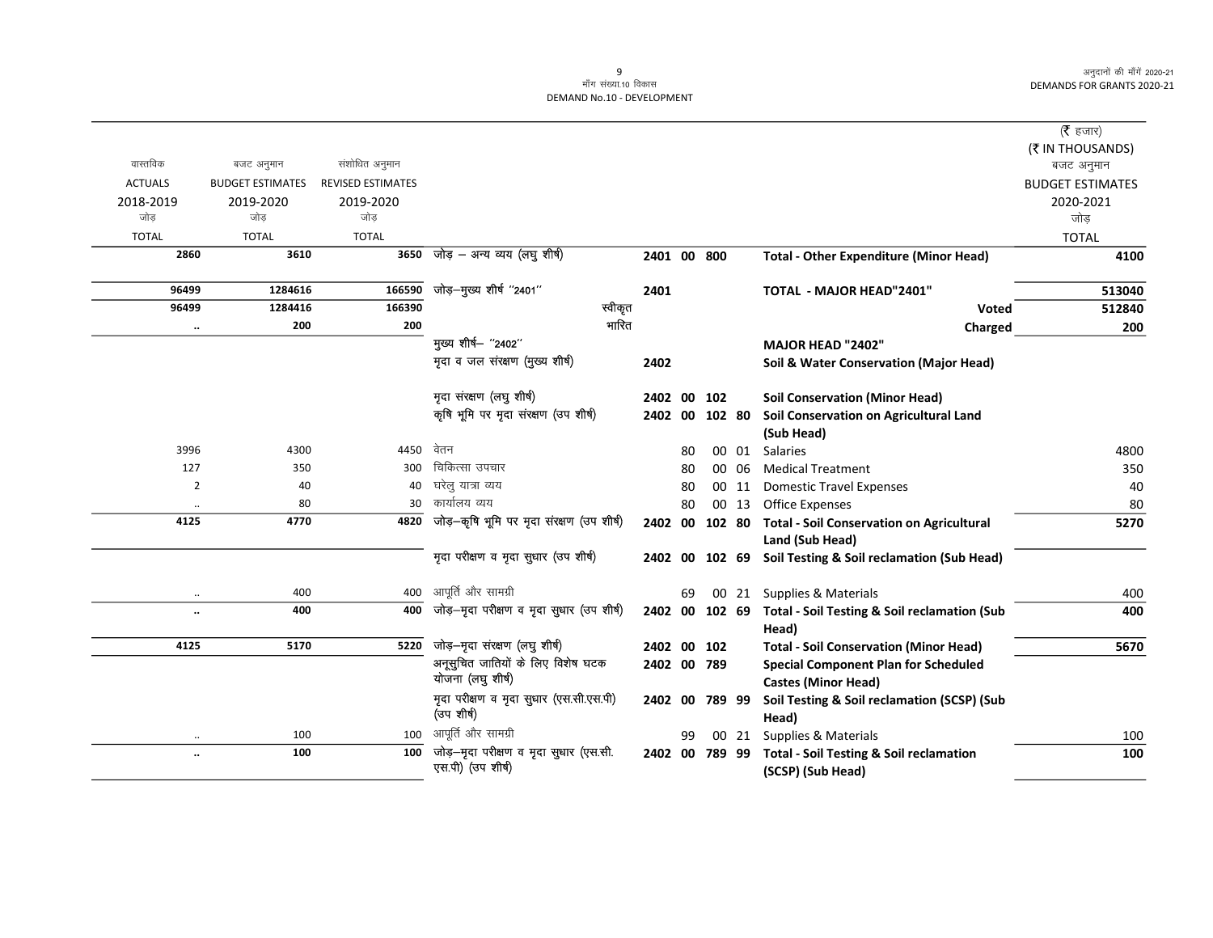| वास्तविक ACTUALS 2018-2019 जोड़ TOTAL | बजट अनुमान BUDGET ESTIMATES 2019-2020 जोड़ TOTAL | संशोधित अनुमान REVISED ESTIMATES 2019-2020 जोड़ TOTAL | | | | (₹ हजार) (₹ IN THOUSANDS) बजट अनुमान BUDGET ESTIMATES 2020-2021 जोड़ TOTAL |
|---|---|---|---|---|---|---|
| 2860 | 3610 | 3650 | जोड़ – अन्य व्यय (लघु शीर्ष) | 2401 00 800 | Total - Other Expenditure (Minor Head) | 4100 |
| 96499 | 1284616 | 166590 | जोड़–मुख्य शीर्ष "2401" | 2401 | TOTAL - MAJOR HEAD"2401" | 513040 |
| 96499 | 1284416 | 166390 | स्वीकृत | | Voted | 512840 |
| .. | 200 | 200 | भारित | | Charged | 200 |
| | | | मुख्य शीर्ष– "2402" | | MAJOR HEAD "2402" | |
| | | | मृदा व जल संरक्षण (मुख्य शीर्ष) | 2402 | Soil & Water Conservation (Major Head) | |
| | | | मृदा संरक्षण (लघु शीर्ष) | 2402 00 102 | Soil Conservation (Minor Head) | |
| | | | कृषि भूमि पर मृदा संरक्षण (उप शीर्ष) | 2402 00 102 80 | Soil Conservation on Agricultural Land (Sub Head) | |
| 3996 | 4300 | 4450 | वेतन | 80 00 01 | Salaries | 4800 |
| 127 | 350 | 300 | चिकित्सा उपचार | 80 00 06 | Medical Treatment | 350 |
| 2 | 40 | 40 | घरेलु यात्रा व्यय | 80 00 11 | Domestic Travel Expenses | 40 |
| .. | 80 | 30 | कार्यालय व्यय | 80 00 13 | Office Expenses | 80 |
| 4125 | 4770 | 4820 | जोड़–कृषि भूमि पर मृदा संरक्षण (उप शीर्ष) | 2402 00 102 80 | Total - Soil Conservation on Agricultural Land (Sub Head) | 5270 |
| | | | मृदा परीक्षण व मृदा सुधार (उप शीर्ष) | 2402 00 102 69 | Soil Testing & Soil reclamation (Sub Head) | |
| .. | 400 | 400 | आपूर्ति और सामग्री | 69 00 21 | Supplies & Materials | 400 |
| .. | 400 | 400 | जोड़–मृदा परीक्षण व मृदा सुधार (उप शीर्ष) | 2402 00 102 69 | Total - Soil Testing & Soil reclamation (Sub Head) | 400 |
| 4125 | 5170 | 5220 | जोड़–मृदा संरक्षण (लघु शीर्ष) | 2402 00 102 | Total - Soil Conservation (Minor Head) | 5670 |
| | | | अनूसुचित जातियों के लिए विशेष घटक योजना (लघु शीर्ष) | 2402 00 789 | Special Component Plan for Scheduled Castes (Minor Head) | |
| | | | मृदा परीक्षण व मृदा सुधार (एस.सी.एस.पी) (उप शीर्ष) | 2402 00 789 99 | Soil Testing & Soil reclamation (SCSP) (Sub Head) | |
| .. | 100 | 100 | आपूर्ति और सामग्री | 99 00 21 | Supplies & Materials | 100 |
| .. | 100 | 100 | जोड़–मृदा परीक्षण व मृदा सुधार (एस.सी.एस.पी) (उप शीर्ष) | 2402 00 789 99 | Total - Soil Testing & Soil reclamation (SCSP) (Sub Head) | 100 |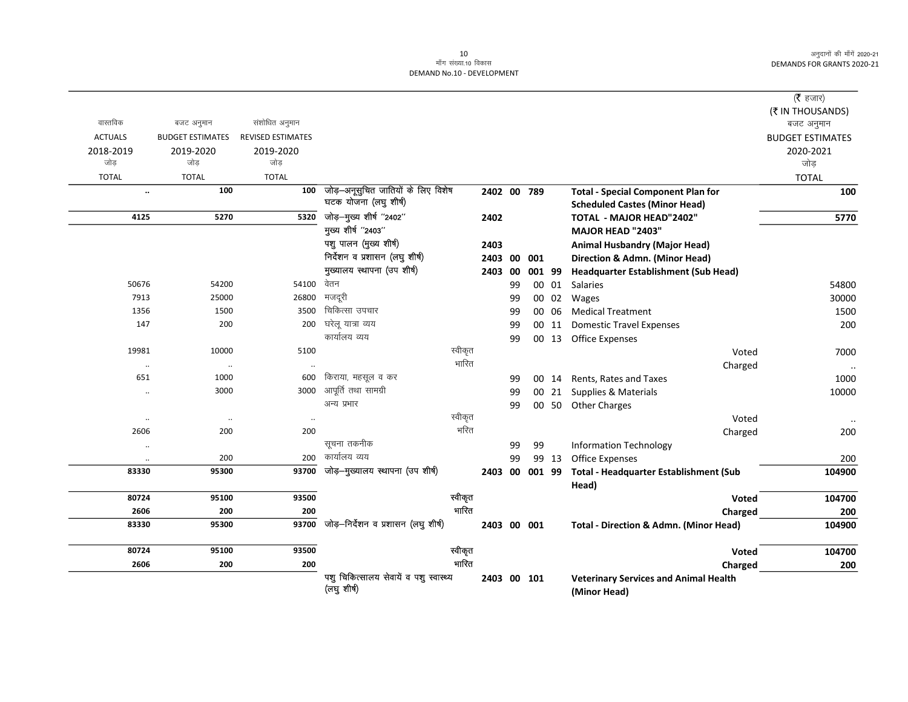मॉंग संख्या.10 विकास
DEMAND No.10 - DEVELOPMENT

अनुदानों की मॉंगें 2020-21
DEMANDS FOR GRANTS 2020-21

(₹ हजार)
(₹ IN THOUSANDS)

| वास्तविक ACTUALS 2018-2019 जोड़ TOTAL | बजट अनुमान BUDGET ESTIMATES 2019-2020 जोड़ TOTAL | संशोधित अनुमान REVISED ESTIMATES 2019-2020 जोड़ TOTAL | | | | | | | बजट अनुमान BUDGET ESTIMATES 2020-2021 जोड़ TOTAL |
|---|---|---|---|---|---|---|---|---|---|
| .. | 100 | 100 | जोड़–अनुसूचित जातियों के लिए विशेष घटक योजना (लघु शीर्ष) | 2402 | 00 | 789 | | Total - Special Component Plan for Scheduled Castes (Minor Head) | 100 |
| 4125 | 5270 | 5320 | जोड़–मुख्य शीर्ष ''2402'' | 2402 | | | | TOTAL - MAJOR HEAD"2402" | 5770 |
| | | | मुख्य शीर्ष ''2403'' | | | | | MAJOR HEAD "2403" | |
| | | | पशु पालन (मुख्य शीर्ष) | 2403 | | | | Animal Husbandry (Major Head) | |
| | | | निर्देशन व प्रशासन (लघु शीर्ष) | 2403 | 00 | 001 | | Direction & Admn. (Minor Head) | |
| | | | मुख्यालय स्थापना (उप शीर्ष) | 2403 | 00 | 001 | 99 | Headquarter Establishment (Sub Head) | |
| 50676 | 54200 | 54100 | वेतन | | 99 | 00 | 01 | Salaries | 54800 |
| 7913 | 25000 | 26800 | मजदूरी | | 99 | 00 | 02 | Wages | 30000 |
| 1356 | 1500 | 3500 | चिकित्सा उपचार | | 99 | 00 | 06 | Medical Treatment | 1500 |
| 147 | 200 | 200 | घरेलू यात्रा व्यय | | 99 | 00 | 11 | Domestic Travel Expenses | 200 |
| | | | कार्यालय व्यय | | 99 | 00 | 13 | Office Expenses | |
| 19981 | 10000 | 5100 | स्वीकृत | | | | | Voted | 7000 |
| .. | .. | .. | भारित | | | | | Charged | .. |
| 651 | 1000 | 600 | किराया, महसूल व कर | | 99 | 00 | 14 | Rents, Rates and Taxes | 1000 |
| .. | 3000 | 3000 | आपूर्ति तथा सामग्री | | 99 | 00 | 21 | Supplies & Materials | 10000 |
| | | | अन्य प्रभार | | 99 | 00 | 50 | Other Charges | |
| .. | .. | .. | स्वीकृत | | | | | Voted | .. |
| 2606 | 200 | 200 | भरित | | | | | Charged | 200 |
| .. | | | सूचना तकनीक | | 99 | 99 | | Information Technology | |
| .. | 200 | 200 | कार्यालय व्यय | | 99 | 99 | 13 | Office Expenses | 200 |
| **83330** | **95300** | **93700** | जोड़–मुख्यालय स्थापना (उप शीर्ष) | 2403 | 00 | 001 | 99 | **Total - Headquarter Establishment (Sub Head)** | **104900** |
| **80724** | **95100** | **93500** | स्वीकृत | | | | | **Voted** | **104700** |
| **2606** | **200** | **200** | भारित | | | | | **Charged** | **200** |
| **83330** | **95300** | **93700** | जोड़–निर्देशन व प्रशासन (लघु शीर्ष) | 2403 | 00 | 001 | | **Total - Direction & Admn. (Minor Head)** | **104900** |
| **80724** | **95100** | **93500** | स्वीकृत | | | | | **Voted** | **104700** |
| **2606** | **200** | **200** | भारित | | | | | **Charged** | **200** |
| | | | पशु चिकित्सालय सेवायें व पशु स्वास्थ्य (लघु शीर्ष) | 2403 | 00 | 101 | | Veterinary Services and Animal Health (Minor Head) | |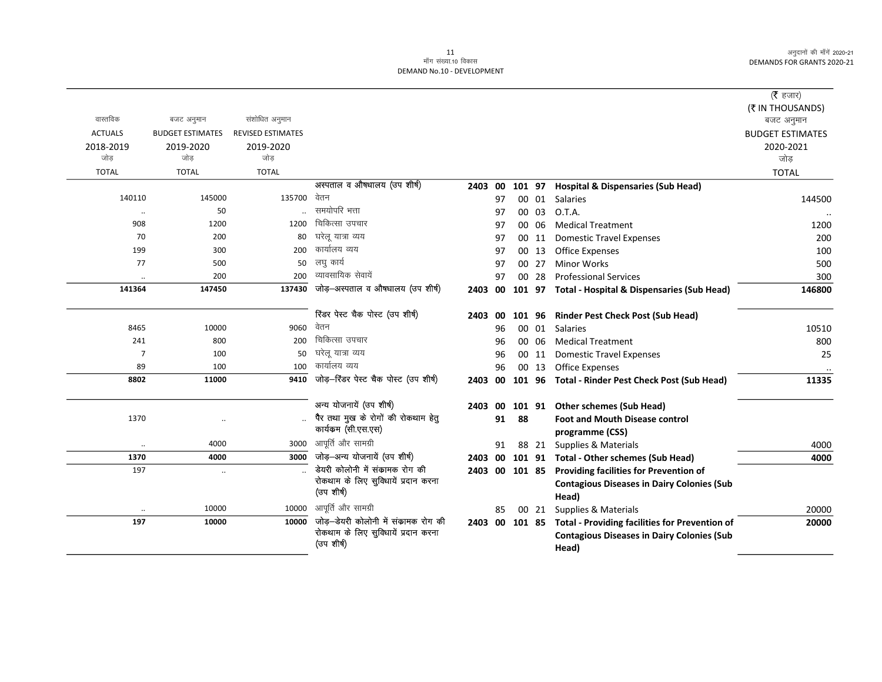मॉंग संख्या.10 विकास
DEMAND No.10 - DEVELOPMENT

अनुदानों की मॉंगें 2020-21
DEMANDS FOR GRANTS 2020-21

(₹ हजार)
(₹ IN THOUSANDS)

| वास्तविक ACTUALS 2018-2019 जोड़ TOTAL | बजट अनुमान BUDGET ESTIMATES 2019-2020 जोड़ TOTAL | संशोधित अनुमान REVISED ESTIMATES 2019-2020 जोड़ TOTAL | | | | | | | बजट अनुमान BUDGET ESTIMATES 2020-2021 जोड़ TOTAL |
|---|---|---|---|---|---|---|---|---|---|
| | | | अस्पताल व औषधालय (उप शीर्ष) | 2403 | 00 | 101 | 97 | **Hospital & Dispensaries (Sub Head)** | |
| 140110 | 145000 | 135700 | वेतन | | 97 | 00 | 01 | Salaries | 144500 |
| .. | 50 | .. | समयोपरि भत्ता | | 97 | 00 | 03 | O.T.A. | .. |
| 908 | 1200 | 1200 | चिकित्सा उपचार | | 97 | 00 | 06 | Medical Treatment | 1200 |
| 70 | 200 | 80 | घरेलू यात्रा व्यय | | 97 | 00 | 11 | Domestic Travel Expenses | 200 |
| 199 | 300 | 200 | कार्यालय व्यय | | 97 | 00 | 13 | Office Expenses | 100 |
| 77 | 500 | 50 | लघु कार्य | | 97 | 00 | 27 | Minor Works | 500 |
| .. | 200 | 200 | व्यावसायिक सेवायें | | 97 | 00 | 28 | Professional Services | 300 |
| **141364** | **147450** | **137430** | जोड़–अस्पताल व औषधालय (उप शीर्ष) | **2403** | **00** | **101** | **97** | **Total - Hospital & Dispensaries (Sub Head)** | **146800** |
| | | | रिंडर पेस्ट चैक पोस्ट (उप शीर्ष) | 2403 | 00 | 101 | 96 | **Rinder Pest Check Post (Sub Head)** | |
| 8465 | 10000 | 9060 | वेतन | | 96 | 00 | 01 | Salaries | 10510 |
| 241 | 800 | 200 | चिकित्सा उपचार | | 96 | 00 | 06 | Medical Treatment | 800 |
| 7 | 100 | 50 | घरेलू यात्रा व्यय | | 96 | 00 | 11 | Domestic Travel Expenses | 25 |
| 89 | 100 | 100 | कार्यालय व्यय | | 96 | 00 | 13 | Office Expenses | .. |
| **8802** | **11000** | **9410** | जोड़–रिंडर पेस्ट चैक पोस्ट (उप शीर्ष) | **2403** | **00** | **101** | **96** | **Total - Rinder Pest Check Post (Sub Head)** | **11335** |
| | | | अन्य योजनायें (उप शीर्ष) | 2403 | 00 | 101 | 91 | **Other schemes (Sub Head)** | |
| 1370 | .. | .. | **पैर तथा मुख के रोगों की रोकथाम हेतु कार्यक्रम (सी.एस.एस)** | | **91** | **88** | | **Foot and Mouth Disease control programme (CSS)** | |
| .. | 4000 | 3000 | आपूर्ति और सामग्री | | 91 | 88 | 21 | Supplies & Materials | 4000 |
| **1370** | **4000** | **3000** | जोड़–अन्य योजनायें (उप शीर्ष) | **2403** | **00** | **101** | **91** | **Total - Other schemes (Sub Head)** | **4000** |
| 197 | .. | .. | डेयरी कोलोनी में संक्रामक रोग की रोकथाम के लिए सुविधायें प्रदान करना (उप शीर्ष) | 2403 | 00 | 101 | 85 | **Providing facilities for Prevention of Contagious Diseases in Dairy Colonies (Sub Head)** | |
| .. | 10000 | 10000 | आपूर्ति और सामग्री | | 85 | 00 | 21 | Supplies & Materials | 20000 |
| **197** | **10000** | **10000** | जोड़–डेयरी कोलोनी में संक्रामक रोग की रोकथाम के लिए सुविधायें प्रदान करना (उप शीर्ष) | **2403** | **00** | **101** | **85** | **Total - Providing facilities for Prevention of Contagious Diseases in Dairy Colonies (Sub Head)** | **20000** |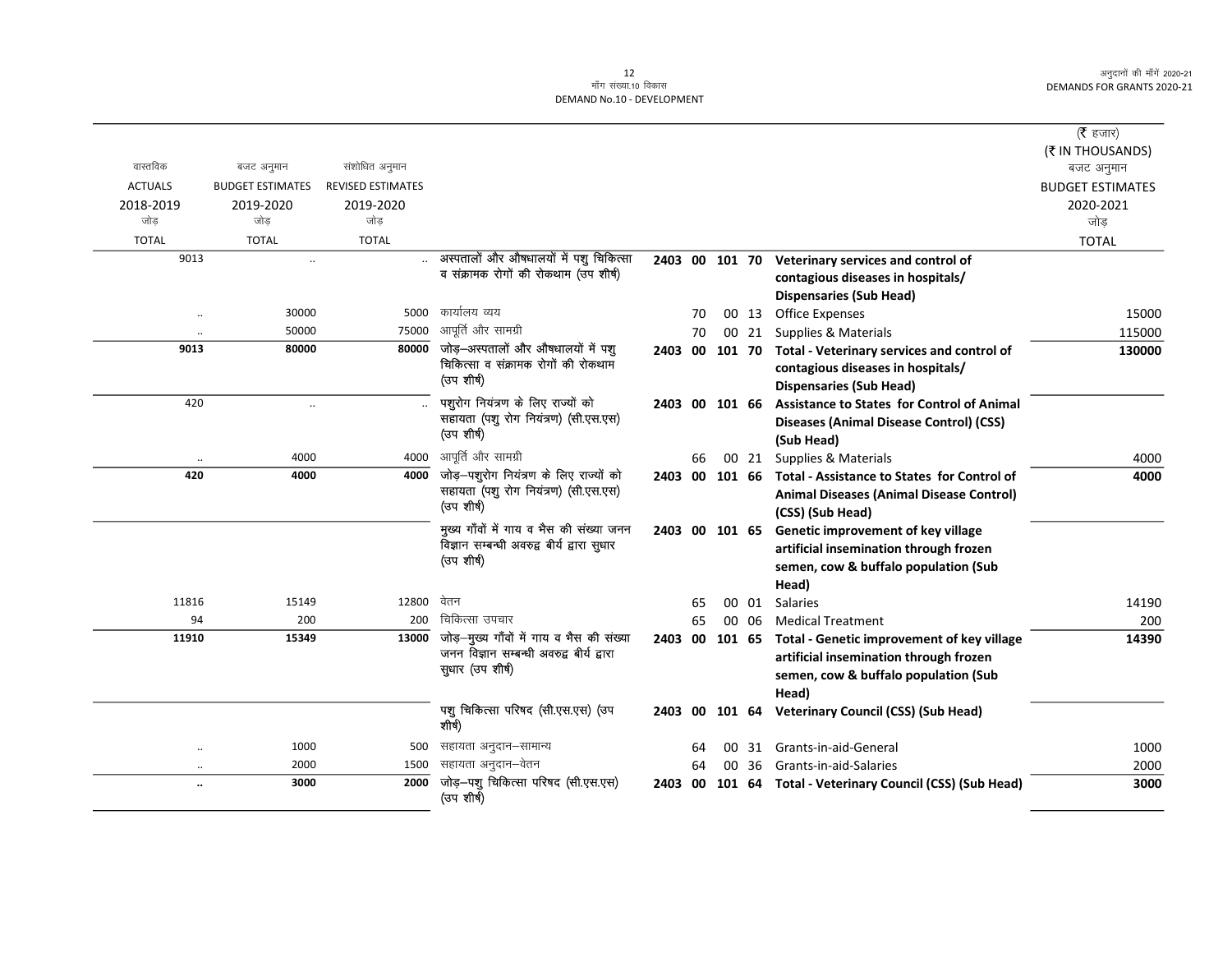मॉंग संख्या.10 विकास
DEMAND No.10 - DEVELOPMENT

(₹ हजार)
(₹ IN THOUSANDS)

| वास्तविक ACTUALS 2018-2019 जोड़ TOTAL | बजट अनुमान BUDGET ESTIMATES 2019-2020 जोड़ TOTAL | संशोधित अनुमान REVISED ESTIMATES 2019-2020 जोड़ TOTAL | | | | | | | बजट अनुमान BUDGET ESTIMATES 2020-2021 जोड़ TOTAL |
|---|---|---|---|---|---|---|---|---|---|
| 9013 | .. | .. | अस्पतालों और औषधालयों में पशु चिकित्सा व संक्रामक रोगों की रोकथाम (उप शीर्ष) | 2403 | 00 | 101 | 70 | **Veterinary services and control of contagious diseases in hospitals/ Dispensaries (Sub Head)** | |
| .. | 30000 | 5000 | कार्यालय व्यय | | 70 | 00 | 13 | Office Expenses | 15000 |
| .. | 50000 | 75000 | आपूर्ति और सामग्री | | 70 | 00 | 21 | Supplies & Materials | 115000 |
| **9013** | **80000** | **80000** | जोड़–अस्पतालों और औषधालयों में पशु चिकित्सा व संक्रामक रोगों की रोकथाम (उप शीर्ष) | 2403 | 00 | 101 | 70 | **Total - Veterinary services and control of contagious diseases in hospitals/ Dispensaries (Sub Head)** | **130000** |
| 420 | .. | .. | पशुरोग नियंत्रण के लिए राज्यों को सहायता (पशु रोग नियंत्रण) (सी.एस.एस) (उप शीर्ष) | 2403 | 00 | 101 | 66 | **Assistance to States for Control of Animal Diseases (Animal Disease Control) (CSS) (Sub Head)** | |
| .. | 4000 | 4000 | आपूर्ति और सामग्री | | 66 | 00 | 21 | Supplies & Materials | 4000 |
| **420** | **4000** | **4000** | जोड़–पशुरोग नियंत्रण के लिए राज्यों को सहायता (पशु रोग नियंत्रण) (सी.एस.एस) (उप शीर्ष) | 2403 | 00 | 101 | 66 | **Total - Assistance to States for Control of Animal Diseases (Animal Disease Control) (CSS) (Sub Head)** | **4000** |
| | | | मुख्य गॉंवों में गाय व भैस की संख्या जनन विज्ञान सम्बन्धी अवरुद्व बीर्य द्वारा सुधार (उप शीर्ष) | 2403 | 00 | 101 | 65 | **Genetic improvement of key village artificial insemination through frozen semen, cow & buffalo population (Sub Head)** | |
| 11816 | 15149 | 12800 | वेतन | | 65 | 00 | 01 | Salaries | 14190 |
| 94 | 200 | 200 | चिकित्सा उपचार | | 65 | 00 | 06 | Medical Treatment | 200 |
| **11910** | **15349** | **13000** | जोड़–मुख्य गॉंवों में गाय व भैस की संख्या जनन विज्ञान सम्बन्धी अवरुद्व बीर्य द्वारा सुधार (उप शीर्ष) | 2403 | 00 | 101 | 65 | **Total - Genetic improvement of key village artificial insemination through frozen semen, cow & buffalo population (Sub Head)** | **14390** |
| | | | पशु चिकित्सा परिषद (सी.एस.एस) (उप शीर्ष) | 2403 | 00 | 101 | 64 | **Veterinary Council (CSS) (Sub Head)** | |
| .. | 1000 | 500 | सहायता अनुदान–सामान्य | | 64 | 00 | 31 | Grants-in-aid-General | 1000 |
| .. | 2000 | 1500 | सहायता अनुदान–वेतन | | 64 | 00 | 36 | Grants-in-aid-Salaries | 2000 |
| **..** | **3000** | **2000** | जोड़–पशु चिकित्सा परिषद (सी.एस.एस) (उप शीर्ष) | 2403 | 00 | 101 | 64 | **Total - Veterinary Council (CSS) (Sub Head)** | **3000** |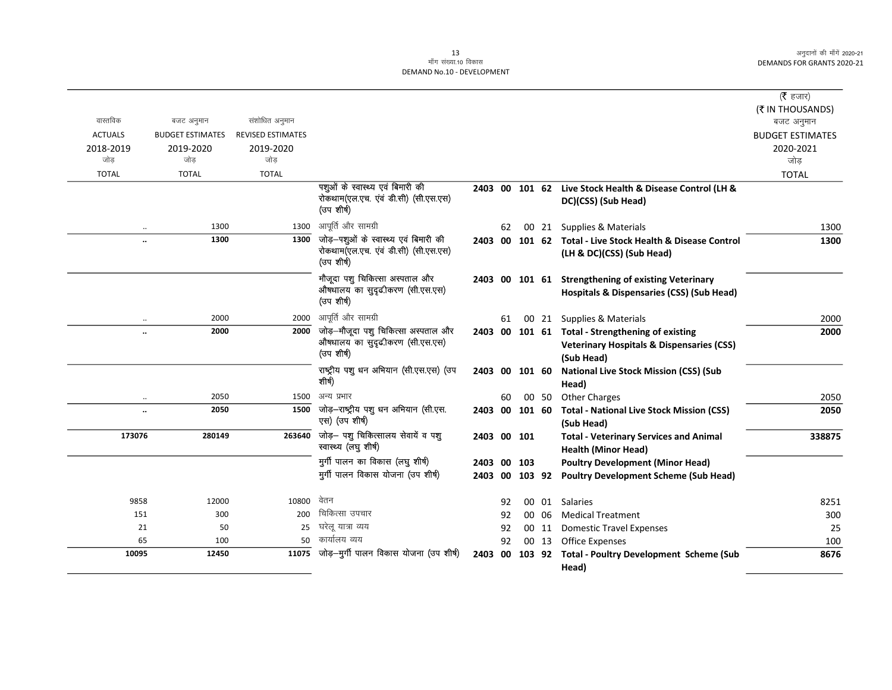माँग संख्या.10 विकास
DEMAND No.10 - DEVELOPMENT

(₹ हजार)
(₹ IN THOUSANDS)

| वास्तविक ACTUALS 2018-2019 जोड़ TOTAL | बजट अनुमान BUDGET ESTIMATES 2019-2020 जोड़ TOTAL | संशोधित अनुमान REVISED ESTIMATES 2019-2020 जोड़ TOTAL | | | | | | | बजट अनुमान BUDGET ESTIMATES 2020-2021 जोड़ TOTAL |
|---|---|---|---|---|---|---|---|---|---|
| | | | पशुओं के स्वास्थ्य एवं बिमारी की रोकथाम(एल.एच. एंवं डी.सी) (सी.एस.एस) (उप शीर्ष) | 2403 | 00 | 101 | 62 | **Live Stock Health & Disease Control (LH & DC)(CSS) (Sub Head)** | |
| .. | 1300 | 1300 | आपूर्ति और सामग्री | | 62 | 00 | 21 | Supplies & Materials | 1300 |
| **..** | **1300** | **1300** | जोड़–पशुओं के स्वास्थ्य एवं बिमारी की रोकथाम(एल.एच. एंवं डी.सी) (सी.एस.एस) (उप शीर्ष) | **2403** | **00** | **101** | **62** | **Total - Live Stock Health & Disease Control (LH & DC)(CSS) (Sub Head)** | **1300** |
| | | | मौजूदा पशु चिकित्सा अस्पताल और औषधालय का सुदृढ़ीकरण (सी.एस.एस) (उप शीर्ष) | 2403 | 00 | 101 | 61 | **Strengthening of existing Veterinary Hospitals & Dispensaries (CSS) (Sub Head)** | |
| .. | 2000 | 2000 | आपूर्ति और सामग्री | | 61 | 00 | 21 | Supplies & Materials | 2000 |
| **..** | **2000** | **2000** | जोड़–मौजूदा पशु चिकित्सा अस्पताल और औषधालय का सुदृढ़ीकरण (सी.एस.एस) (उप शीर्ष) | **2403** | **00** | **101** | **61** | **Total - Strengthening of existing Veterinary Hospitals & Dispensaries (CSS) (Sub Head)** | **2000** |
| | | | राष्ट्रीय पशु धन अभियान (सी.एस.एस) (उप शीर्ष) | 2403 | 00 | 101 | 60 | **National Live Stock Mission (CSS) (Sub Head)** | |
| .. | 2050 | 1500 | अन्य प्रभार | | 60 | 00 | 50 | Other Charges | 2050 |
| **..** | **2050** | **1500** | जोड़–राष्ट्रीय पशु धन अभियान (सी.एस.एस) (उप शीर्ष) | **2403** | **00** | **101** | **60** | **Total - National Live Stock Mission (CSS) (Sub Head)** | **2050** |
| **173076** | **280149** | **263640** | जोड़– पशु चिकित्सालय सेवायें व पशु स्वास्थ्य (लघु शीर्ष) | **2403** | **00** | **101** | | **Total - Veterinary Services and Animal Health (Minor Head)** | **338875** |
| | | | मुर्गी पालन का विकास (लघु शीर्ष) | **2403** | **00** | **103** | | **Poultry Development (Minor Head)** | |
| | | | मुर्गी पालन विकास योजना (उप शीर्ष) | **2403** | **00** | **103** | **92** | **Poultry Development Scheme (Sub Head)** | |
| 9858 | 12000 | 10800 | वेतन | | 92 | 00 | 01 | Salaries | 8251 |
| 151 | 300 | 200 | चिकित्सा उपचार | | 92 | 00 | 06 | Medical Treatment | 300 |
| 21 | 50 | 25 | घरेलू यात्रा व्यय | | 92 | 00 | 11 | Domestic Travel Expenses | 25 |
| 65 | 100 | 50 | कार्यालय व्यय | | 92 | 00 | 13 | Office Expenses | 100 |
| **10095** | **12450** | **11075** | जोड़–मुर्गी पालन विकास योजना (उप शीर्ष) | **2403** | **00** | **103** | **92** | **Total - Poultry Development Scheme (Sub Head)** | **8676** |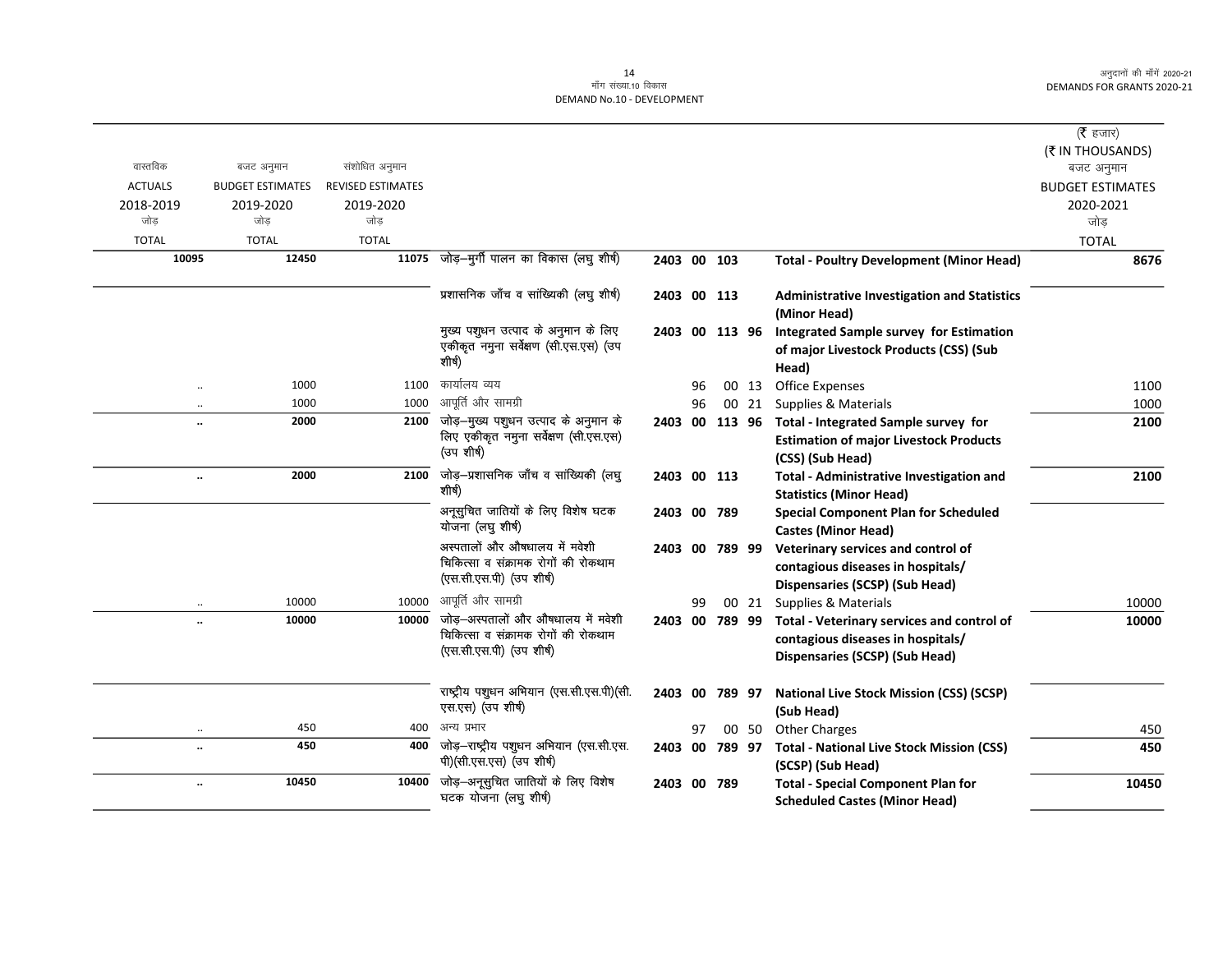DEMAND No.10 - DEVELOPMENT

मॉंग संख्या.10 विकास

अनुदानों की माँगें 2020-21
DEMANDS FOR GRANTS 2020-21

(₹ हजार)
(₹ IN THOUSANDS)

| वास्तविक ACTUALS 2018-2019 जोड़ TOTAL | बजट अनुमान BUDGET ESTIMATES 2019-2020 जोड़ TOTAL | संशोधित अनुमान REVISED ESTIMATES 2019-2020 जोड़ TOTAL | | | | | | | बजट अनुमान BUDGET ESTIMATES 2020-2021 जोड़ TOTAL |
|---|---|---|---|---|---|---|---|---|---|
| 10095 | 12450 | 11075 | जोड़–मुर्गी पालन का विकास (लघु शीर्ष) | 2403 | 00 | 103 | | **Total - Poultry Development (Minor Head)** | 8676 |
| | | | प्रशासनिक जाँच व सांख्यिकी (लघु शीर्ष) | 2403 | 00 | 113 | | **Administrative Investigation and Statistics (Minor Head)** | |
| | | | मुख्य पशुधन उत्पाद के अनुमान के लिए एकीकृत नमुना सर्वेक्षण (सी.एस.एस) (उप शीर्ष) | 2403 | 00 | 113 | 96 | **Integrated Sample survey for Estimation of major Livestock Products (CSS) (Sub Head)** | |
| .. | 1000 | 1100 | कार्यालय व्यय | | 96 | 00 | 13 | Office Expenses | 1100 |
| .. | 1000 | 1000 | आपूर्ति और सामग्री | | 96 | 00 | 21 | Supplies & Materials | 1000 |
| .. | 2000 | 2100 | जोड़–मुख्य पशुधन उत्पाद के अनुमान के लिए एकीकृत नमुना सर्वेक्षण (सी.एस.एस) (उप शीर्ष) | 2403 | 00 | 113 | 96 | **Total - Integrated Sample survey for Estimation of major Livestock Products (CSS) (Sub Head)** | 2100 |
| .. | 2000 | 2100 | जोड़–प्रशासनिक जाँच व सांख्यिकी (लघु शीर्ष) | 2403 | 00 | 113 | | **Total - Administrative Investigation and Statistics (Minor Head)** | 2100 |
| | | | अनूसुचित जातियों के लिए विशेष घटक योजना (लघु शीर्ष) | 2403 | 00 | 789 | | **Special Component Plan for Scheduled Castes (Minor Head)** | |
| | | | अस्पतालों और औषधालय में मवेशी चिकित्सा व संक्रामक रोगों की रोकथाम (एस.सी.एस.पी) (उप शीर्ष) | 2403 | 00 | 789 | 99 | **Veterinary services and control of contagious diseases in hospitals/ Dispensaries (SCSP) (Sub Head)** | |
| .. | 10000 | 10000 | आपूर्ति और सामग्री | | 99 | 00 | 21 | Supplies & Materials | 10000 |
| .. | 10000 | 10000 | जोड़–अस्पतालों और औषधालय में मवेशी चिकित्सा व संक्रामक रोगों की रोकथाम (एस.सी.एस.पी) (उप शीर्ष) | 2403 | 00 | 789 | 99 | **Total - Veterinary services and control of contagious diseases in hospitals/ Dispensaries (SCSP) (Sub Head)** | 10000 |
| | | | राष्ट्रीय पशुधन अभियान (एस.सी.एस.पी)(सी.एस.एस) (उप शीर्ष) | 2403 | 00 | 789 | 97 | **National Live Stock Mission (CSS) (SCSP) (Sub Head)** | |
| .. | 450 | 400 | अन्य प्रभार | | 97 | 00 | 50 | Other Charges | 450 |
| .. | 450 | 400 | जोड़–राष्ट्रीय पशुधन अभियान (एस.सी.एस.पी)(सी.एस.एस) (उप शीर्ष) | 2403 | 00 | 789 | 97 | **Total - National Live Stock Mission (CSS) (SCSP) (Sub Head)** | 450 |
| .. | 10450 | 10400 | जोड़–अनूसुचित जातियों के लिए विशेष घटक योजना (लघु शीर्ष) | 2403 | 00 | 789 | | **Total - Special Component Plan for Scheduled Castes (Minor Head)** | 10450 |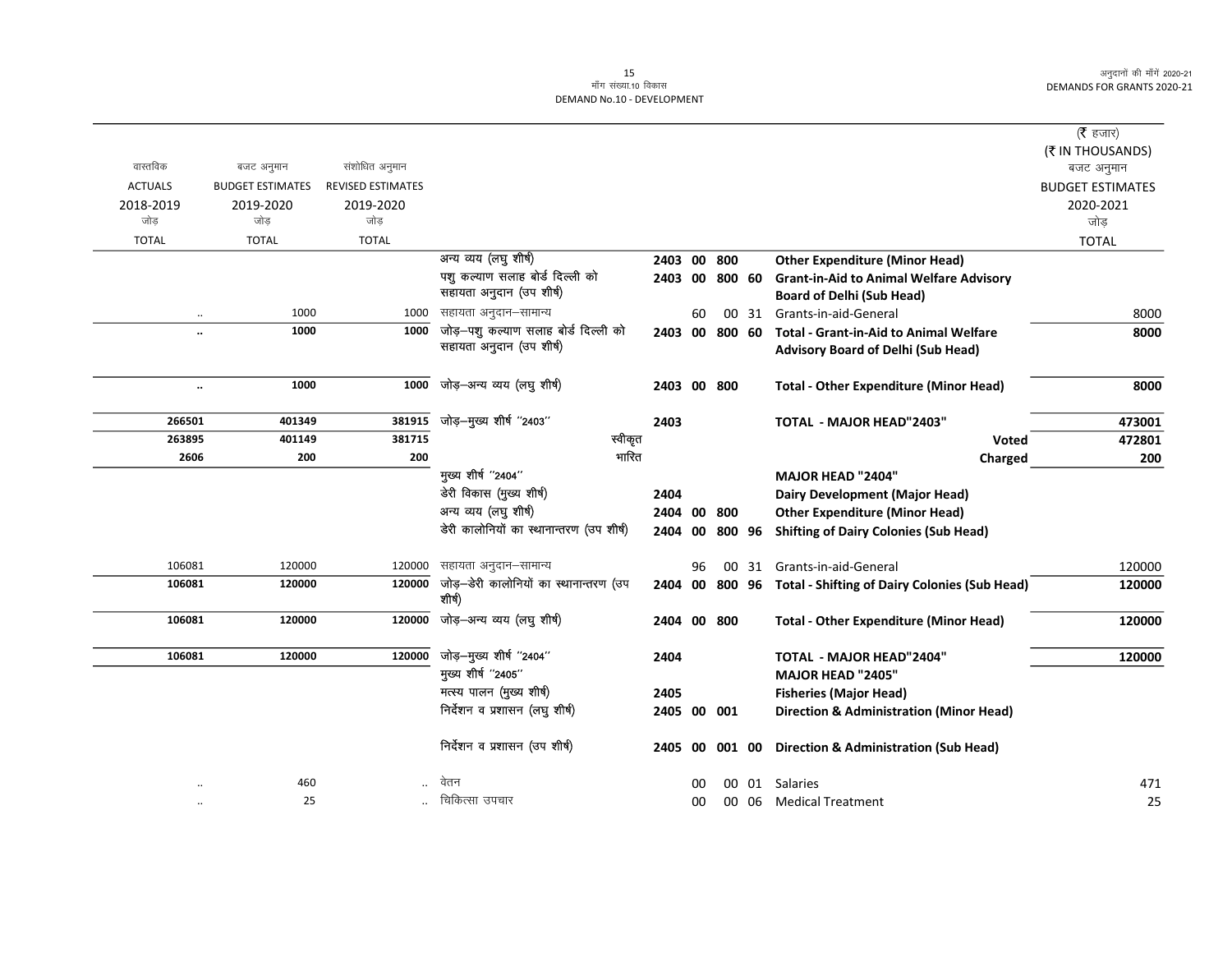मॉंग संख्या.10 विकास
DEMAND No.10 - DEVELOPMENT

अनुदानों की मॉंगें 2020-21
DEMANDS FOR GRANTS 2020-21

(₹ हजार)
(₹ IN THOUSANDS)

| वास्तविक ACTUALS 2018-2019 जोड़ TOTAL | बजट अनुमान BUDGET ESTIMATES 2019-2020 जोड़ TOTAL | संशोधित अनुमान REVISED ESTIMATES 2019-2020 जोड़ TOTAL | | | | | | | बजट अनुमान BUDGET ESTIMATES 2020-2021 जोड़ TOTAL |
|---|---|---|---|---|---|---|---|---|---|
| | | | अन्य व्यय (लघु शीर्ष) | 2403 | 00 | 800 | | **Other Expenditure (Minor Head)** | |
| | | | पशु कल्याण सलाह बोर्ड दिल्ली को सहायता अनुदान (उप शीर्ष) | 2403 | 00 | 800 | 60 | **Grant-in-Aid to Animal Welfare Advisory Board of Delhi (Sub Head)** | |
| .. | 1000 | 1000 | सहायता अनुदान–सामान्य | | 60 | 00 | 31 | Grants-in-aid-General | 8000 |
| **..** | **1000** | **1000** | जोड़–पशु कल्याण सलाह बोर्ड दिल्ली को सहायता अनुदान (उप शीर्ष) | **2403** | **00** | **800** | **60** | **Total - Grant-in-Aid to Animal Welfare Advisory Board of Delhi (Sub Head)** | **8000** |
| **..** | **1000** | **1000** | जोड़–अन्य व्यय (लघु शीर्ष) | **2403** | **00** | **800** | | **Total - Other Expenditure (Minor Head)** | **8000** |
| **266501** | **401349** | **381915** | जोड़–मुख्य शीर्ष ''2403'' | **2403** | | | | **TOTAL - MAJOR HEAD"2403"** | **473001** |
| **263895** | **401149** | **381715** | स्वीकृत | | | | | **Voted** | **472801** |
| **2606** | **200** | **200** | भारित | | | | | **Charged** | **200** |
| | | | मुख्य शीर्ष ''2404'' | | | | | **MAJOR HEAD "2404"** | |
| | | | डेरी विकास (मुख्य शीर्ष) | 2404 | | | | **Dairy Development (Major Head)** | |
| | | | अन्य व्यय (लघु शीर्ष) | 2404 | 00 | 800 | | **Other Expenditure (Minor Head)** | |
| | | | डेरी कालोनियों का स्थानान्तरण (उप शीर्ष) | 2404 | 00 | 800 | 96 | **Shifting of Dairy Colonies (Sub Head)** | |
| 106081 | 120000 | 120000 | सहायता अनुदान–सामान्य | | 96 | 00 | 31 | Grants-in-aid-General | 120000 |
| **106081** | **120000** | **120000** | जोड़–डेरी कालोनियों का स्थानान्तरण (उप शीर्ष) | **2404** | **00** | **800** | **96** | **Total - Shifting of Dairy Colonies (Sub Head)** | **120000** |
| **106081** | **120000** | **120000** | जोड़–अन्य व्यय (लघु शीर्ष) | **2404** | **00** | **800** | | **Total - Other Expenditure (Minor Head)** | **120000** |
| **106081** | **120000** | **120000** | जोड़–मुख्य शीर्ष ''2404'' | **2404** | | | | **TOTAL - MAJOR HEAD"2404"** | **120000** |
| | | | मुख्य शीर्ष ''2405'' | | | | | **MAJOR HEAD "2405"** | |
| | | | मत्स्य पालन (मुख्य शीर्ष) | 2405 | | | | **Fisheries (Major Head)** | |
| | | | निर्देशन व प्रशासन (लघु शीर्ष) | 2405 | 00 | 001 | | **Direction & Administration (Minor Head)** | |
| | | | निर्देशन व प्रशासन (उप शीर्ष) | 2405 | 00 | 001 | 00 | **Direction & Administration (Sub Head)** | |
| .. | 460 | .. | वेतन | | 00 | 00 | 01 | Salaries | 471 |
| .. | 25 | .. | चिकित्सा उपचार | | 00 | 00 | 06 | Medical Treatment | 25 |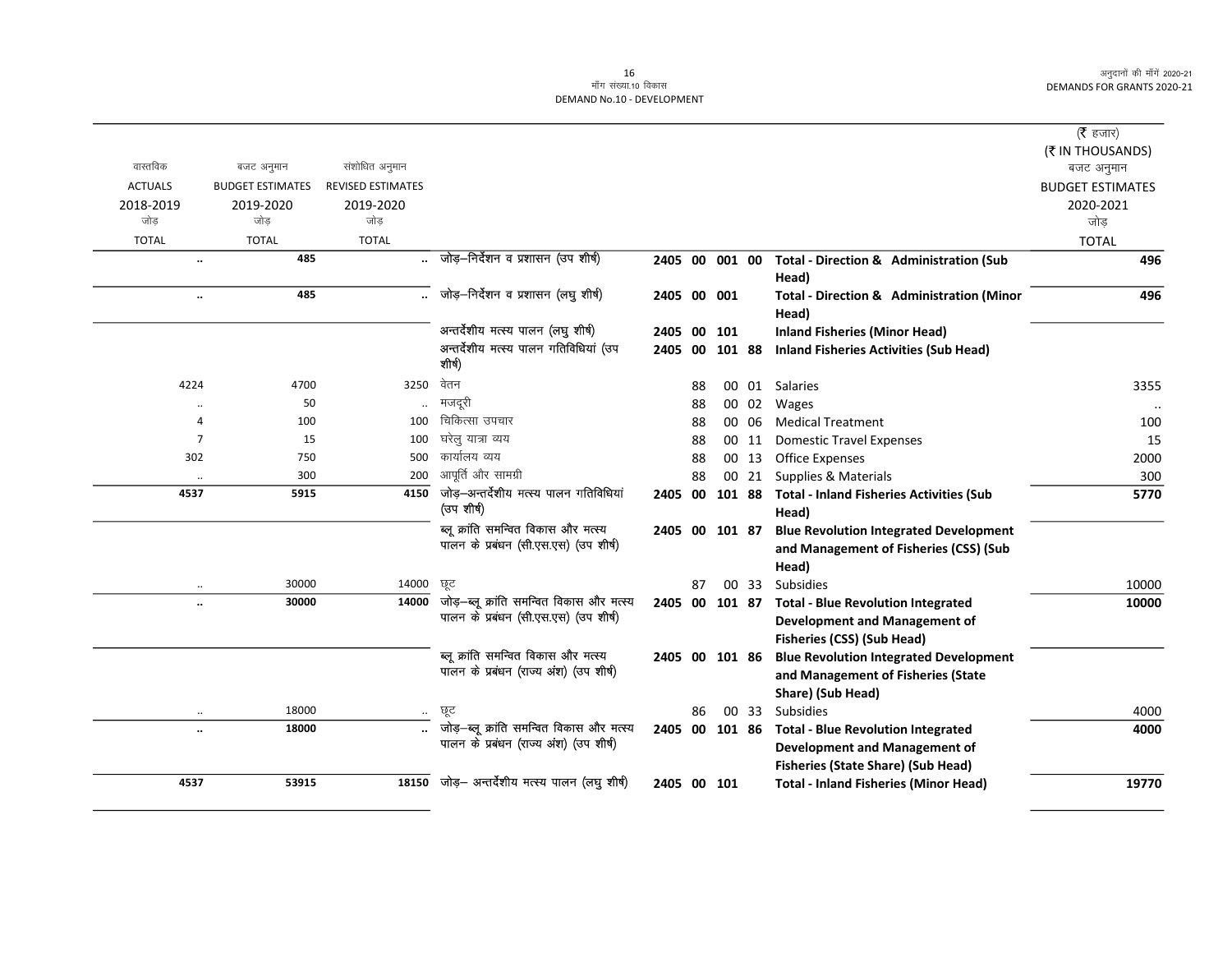मॉंग संख्या.10 विकास
DEMAND No.10 - DEVELOPMENT

(₹ हजार)
(₹ IN THOUSANDS)

| वास्तविक ACTUALS 2018-2019 जोड़ TOTAL | बजट अनुमान BUDGET ESTIMATES 2019-2020 जोड़ TOTAL | संशोधित अनुमान REVISED ESTIMATES 2019-2020 जोड़ TOTAL | | | | | | | बजट अनुमान BUDGET ESTIMATES 2020-2021 जोड़ TOTAL |
|---|---|---|---|---|---|---|---|---|---|
| .. | 485 | .. | जोड़–निर्देशन व प्रशासन (उप शीर्ष) | 2405 | 00 | 001 | 00 | **Total - Direction & Administration (Sub Head)** | 496 |
| .. | 485 | .. | जोड़–निर्देशन व प्रशासन (लघु शीर्ष) | 2405 | 00 | 001 | | **Total - Direction & Administration (Minor Head)** | 496 |
| | | | अन्तर्देशीय मत्स्य पालन (लघु शीर्ष) | 2405 | 00 | 101 | | **Inland Fisheries (Minor Head)** | |
| | | | अन्तर्देशीय मत्स्य पालन गतिविधियां (उप शीर्ष) | 2405 | 00 | 101 | 88 | **Inland Fisheries Activities (Sub Head)** | |
| 4224 | 4700 | 3250 | वेतन | | 88 | 00 | 01 | Salaries | 3355 |
| .. | 50 | .. | मजदूरी | | 88 | 00 | 02 | Wages | .. |
| 4 | 100 | 100 | चिकित्सा उपचार | | 88 | 00 | 06 | Medical Treatment | 100 |
| 7 | 15 | 100 | घरेलु यात्रा व्यय | | 88 | 00 | 11 | Domestic Travel Expenses | 15 |
| 302 | 750 | 500 | कार्यालय व्यय | | 88 | 00 | 13 | Office Expenses | 2000 |
| .. | 300 | 200 | आपूर्ति और सामग्री | | 88 | 00 | 21 | Supplies & Materials | 300 |
| 4537 | 5915 | 4150 | जोड़–अन्तर्देशीय मत्स्य पालन गतिविधियां (उप शीर्ष) | 2405 | 00 | 101 | 88 | **Total - Inland Fisheries Activities (Sub Head)** | 5770 |
| | | | ब्लू क्रांति समन्वित विकास और मत्स्य पालन के प्रबंधन (सी.एस.एस) (उप शीर्ष) | 2405 | 00 | 101 | 87 | **Blue Revolution Integrated Development and Management of Fisheries (CSS) (Sub Head)** | |
| .. | 30000 | 14000 | छूट | | 87 | 00 | 33 | Subsidies | 10000 |
| .. | 30000 | 14000 | जोड़–ब्लू क्रांति समन्वित विकास और मत्स्य पालन के प्रबंधन (सी.एस.एस) (उप शीर्ष) | 2405 | 00 | 101 | 87 | **Total - Blue Revolution Integrated Development and Management of Fisheries (CSS) (Sub Head)** | 10000 |
| | | | ब्लू क्रांति समन्वित विकास और मत्स्य पालन के प्रबंधन (राज्य अंश) (उप शीर्ष) | 2405 | 00 | 101 | 86 | **Blue Revolution Integrated Development and Management of Fisheries (State Share) (Sub Head)** | |
| .. | 18000 | .. | छूट | | 86 | 00 | 33 | Subsidies | 4000 |
| .. | 18000 | .. | जोड़–ब्लू क्रांति समन्वित विकास और मत्स्य पालन के प्रबंधन (राज्य अंश) (उप शीर्ष) | 2405 | 00 | 101 | 86 | **Total - Blue Revolution Integrated Development and Management of Fisheries (State Share) (Sub Head)** | 4000 |
| 4537 | 53915 | 18150 | जोड़– अन्तर्देशीय मत्स्य पालन (लघु शीर्ष) | 2405 | 00 | 101 | | **Total - Inland Fisheries (Minor Head)** | 19770 |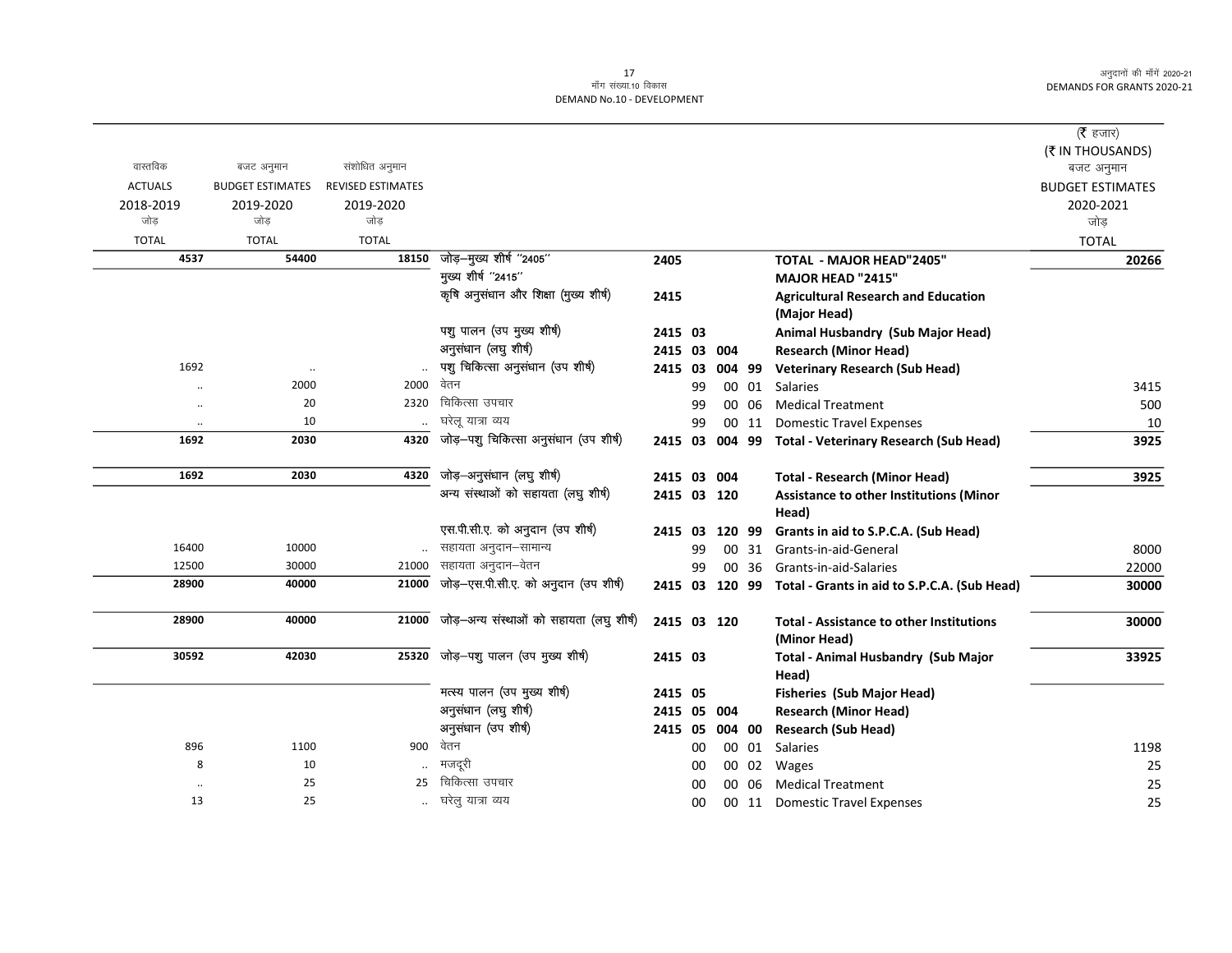मॉंग संख्या.10 विकास
DEMAND No.10 - DEVELOPMENT

अनुदानों की मॉंगें 2020-21
DEMANDS FOR GRANTS 2020-21

| वास्तविक ACTUALS 2018-2019 जोड़ TOTAL | बजट अनुमान BUDGET ESTIMATES 2019-2020 जोड़ TOTAL | संशोधित अनुमान REVISED ESTIMATES 2019-2020 जोड़ TOTAL | | | | | | | (₹ हजार) (₹ IN THOUSANDS) बजट अनुमान BUDGET ESTIMATES 2020-2021 जोड़ TOTAL |
|---|---|---|---|---|---|---|---|---|---|
| 4537 | 54400 | 18150 | जोड़–मुख्य शीर्ष ''2405'' | 2405 | | | | TOTAL - MAJOR HEAD"2405" | 20266 |
| | | | मुख्य शीर्ष ''2415'' | | | | | MAJOR HEAD "2415" | |
| | | | कृषि अनुसंधान और शिक्षा (मुख्य शीर्ष) | 2415 | | | | Agricultural Research and Education (Major Head) | |
| | | | पशु पालन (उप मुख्य शीर्ष) | 2415 | 03 | | | Animal Husbandry (Sub Major Head) | |
| | | | अनुसंधान (लघु शीर्ष) | 2415 | 03 | 004 | | Research (Minor Head) | |
| 1692 | .. | .. | पशु चिकित्सा अनुसंधान (उप शीर्ष) | 2415 | 03 | 004 | 99 | Veterinary Research (Sub Head) | |
| .. | 2000 | 2000 | वेतन | | 99 | 00 | 01 | Salaries | 3415 |
| .. | 20 | 2320 | चिकित्सा उपचार | | 99 | 00 | 06 | Medical Treatment | 500 |
| .. | 10 | .. | घरेलू यात्रा व्यय | | 99 | 00 | 11 | Domestic Travel Expenses | 10 |
| 1692 | 2030 | 4320 | जोड़–पशु चिकित्सा अनुसंधान (उप शीर्ष) | 2415 | 03 | 004 | 99 | Total - Veterinary Research (Sub Head) | 3925 |
| 1692 | 2030 | 4320 | जोड़–अनुसंधान (लघु शीर्ष) | 2415 | 03 | 004 | | Total - Research (Minor Head) | 3925 |
| | | | अन्य संस्थाओं को सहायता (लघु शीर्ष) | 2415 | 03 | 120 | | Assistance to other Institutions (Minor Head) | |
| | | | एस.पी.सी.ए. को अनुदान (उप शीर्ष) | 2415 | 03 | 120 | 99 | Grants in aid to S.P.C.A. (Sub Head) | |
| 16400 | 10000 | .. | सहायता अनुदान–सामान्य | | 99 | 00 | 31 | Grants-in-aid-General | 8000 |
| 12500 | 30000 | 21000 | सहायता अनुदान–वेतन | | 99 | 00 | 36 | Grants-in-aid-Salaries | 22000 |
| 28900 | 40000 | 21000 | जोड़–एस.पी.सी.ए. को अनुदान (उप शीर्ष) | 2415 | 03 | 120 | 99 | Total - Grants in aid to S.P.C.A. (Sub Head) | 30000 |
| 28900 | 40000 | 21000 | जोड़–अन्य संस्थाओं को सहायता (लघु शीर्ष) | 2415 | 03 | 120 | | Total - Assistance to other Institutions (Minor Head) | 30000 |
| 30592 | 42030 | 25320 | जोड़–पशु पालन (उप मुख्य शीर्ष) | 2415 | 03 | | | Total - Animal Husbandry (Sub Major Head) | 33925 |
| | | | मत्स्य पालन (उप मुख्य शीर्ष) | 2415 | 05 | | | Fisheries (Sub Major Head) | |
| | | | अनुसंधान (लघु शीर्ष) | 2415 | 05 | 004 | | Research (Minor Head) | |
| | | | अनुसंधान (उप शीर्ष) | 2415 | 05 | 004 | 00 | Research (Sub Head) | |
| 896 | 1100 | 900 | वेतन | | 00 | 00 | 01 | Salaries | 1198 |
| 8 | 10 | .. | मजदूरी | | 00 | 00 | 02 | Wages | 25 |
| .. | 25 | 25 | चिकित्सा उपचार | | 00 | 00 | 06 | Medical Treatment | 25 |
| 13 | 25 | .. | घरेलु यात्रा व्यय | | 00 | 00 | 11 | Domestic Travel Expenses | 25 |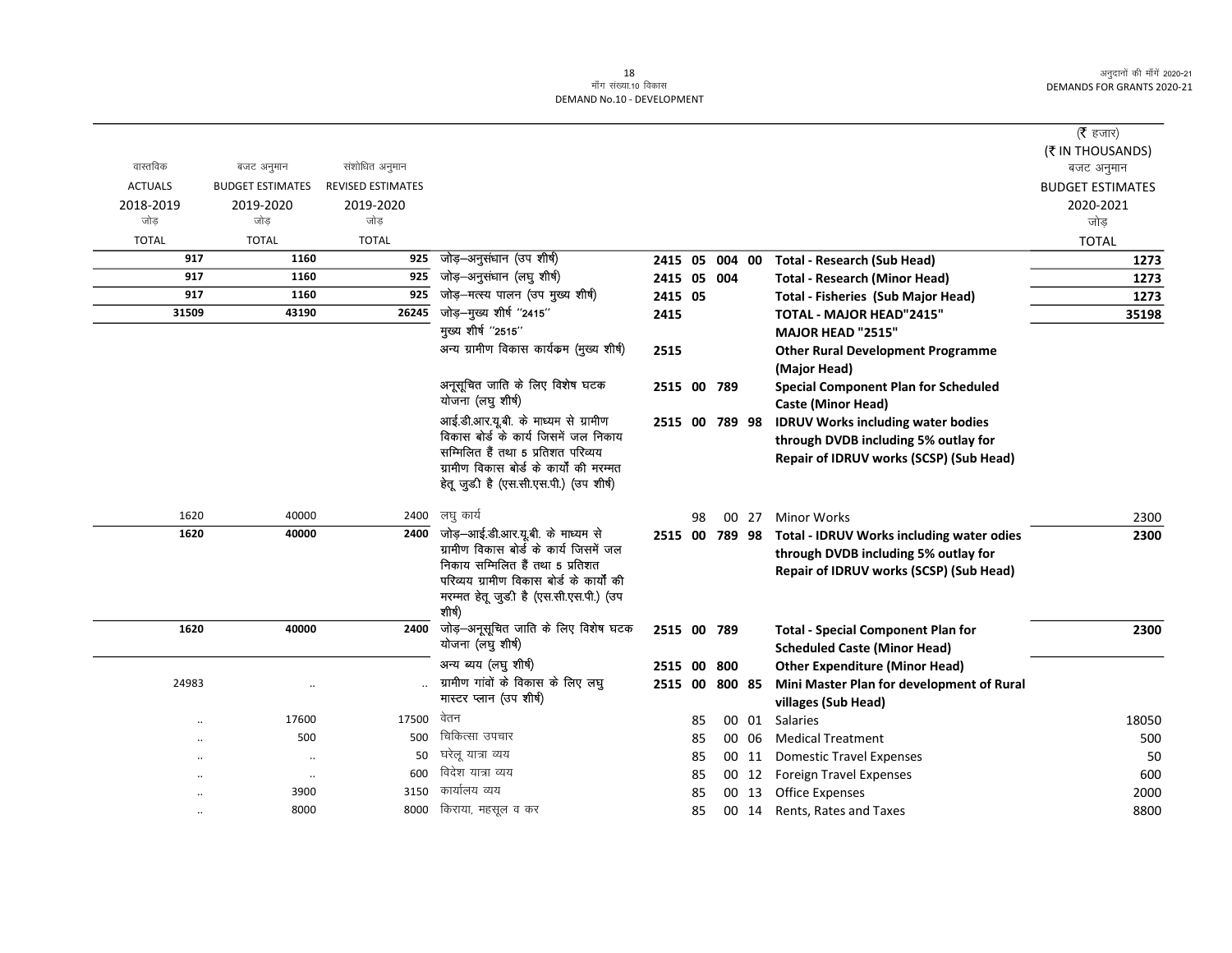मॉंग संख्या.10 विकास
DEMAND No.10 - DEVELOPMENT

(₹ हजार)
(₹ IN THOUSANDS)

| वास्तविक ACTUALS 2018-2019 जोड़ TOTAL | बजट अनुमान BUDGET ESTIMATES 2019-2020 जोड़ TOTAL | संशोधित अनुमान REVISED ESTIMATES 2019-2020 जोड़ TOTAL | | | | बजट अनुमान BUDGET ESTIMATES 2020-2021 जोड़ TOTAL |
|---|---|---|---|---|---|---|
| 917 | 1160 | 925 | जोड़–अनुसंधान (उप शीर्ष) | 2415 05 004 00 | Total - Research (Sub Head) | 1273 |
| 917 | 1160 | 925 | जोड़–अनुसंधान (लघु शीर्ष) | 2415 05 004 | Total - Research (Minor Head) | 1273 |
| 917 | 1160 | 925 | जोड़–मत्स्य पालन (उप मुख्य शीर्ष) | 2415 05 | Total - Fisheries (Sub Major Head) | 1273 |
| 31509 | 43190 | 26245 | जोड़–मुख्य शीर्ष "2415" | 2415 | TOTAL - MAJOR HEAD"2415" | 35198 |
| | | | मुख्य शीर्ष "2515" | | MAJOR HEAD "2515" | |
| | | | अन्य ग्रामीण विकास कार्यक्रम (मुख्य शीर्ष) | 2515 | Other Rural Development Programme (Major Head) | |
| | | | अनूसूचित जाति के लिए विशेष घटक योजना (लघु शीर्ष) | 2515 00 789 | Special Component Plan for Scheduled Caste (Minor Head) | |
| | | | आई.डी.आर.यू.वी. के माध्यम से ग्रामीण विकास बोर्ड के कार्य जिसमें जल निकाय सम्मिलित हैं तथा 5 प्रतिशत परिव्यय ग्रामीण विकास बोर्ड के कार्यों की मरम्मत हेतू जुड़ी है (एस.सी.एस.पी.) (उप शीर्ष) | 2515 00 789 98 | IDRUV Works including water bodies through DVDB including 5% outlay for Repair of IDRUV works (SCSP) (Sub Head) | |
| 1620 | 40000 | 2400 | लघु कार्य | 98 00 27 | Minor Works | 2300 |
| 1620 | 40000 | 2400 | जोड़–आई.डी.आर.यू.वी. के माध्यम से ग्रामीण विकास बोर्ड के कार्य जिसमें जल निकाय सम्मिलित हैं तथा 5 प्रतिशत परिव्यय ग्रामीण विकास बोर्ड के कार्यों की मरम्मत हेतू जुड़ी है (एस.सी.एस.पी.) (उप शीर्ष) | 2515 00 789 98 | Total - IDRUV Works including water odies through DVDB including 5% outlay for Repair of IDRUV works (SCSP) (Sub Head) | 2300 |
| 1620 | 40000 | 2400 | जोड़–अनूसूचित जाति के लिए विशेष घटक योजना (लघु शीर्ष) | 2515 00 789 | Total - Special Component Plan for Scheduled Caste (Minor Head) | 2300 |
| | | | अन्य ब्यय (लघु शीर्ष) | 2515 00 800 | Other Expenditure (Minor Head) | |
| 24983 | .. | .. | ग्रामीण गांवों के विकास के लिए लघु मास्टर प्लान (उप शीर्ष) | 2515 00 800 85 | Mini Master Plan for development of Rural villages (Sub Head) | |
| .. | 17600 | 17500 | वेतन | 85 00 01 | Salaries | 18050 |
| .. | 500 | 500 | चिकित्सा उपचार | 85 00 06 | Medical Treatment | 500 |
| .. | .. | 50 | घरेलू यात्रा व्यय | 85 00 11 | Domestic Travel Expenses | 50 |
| .. | .. | 600 | विदेश यात्रा व्यय | 85 00 12 | Foreign Travel Expenses | 600 |
| .. | 3900 | 3150 | कार्यालय व्यय | 85 00 13 | Office Expenses | 2000 |
| .. | 8000 | 8000 | किराया, महसूल व कर | 85 00 14 | Rents, Rates and Taxes | 8800 |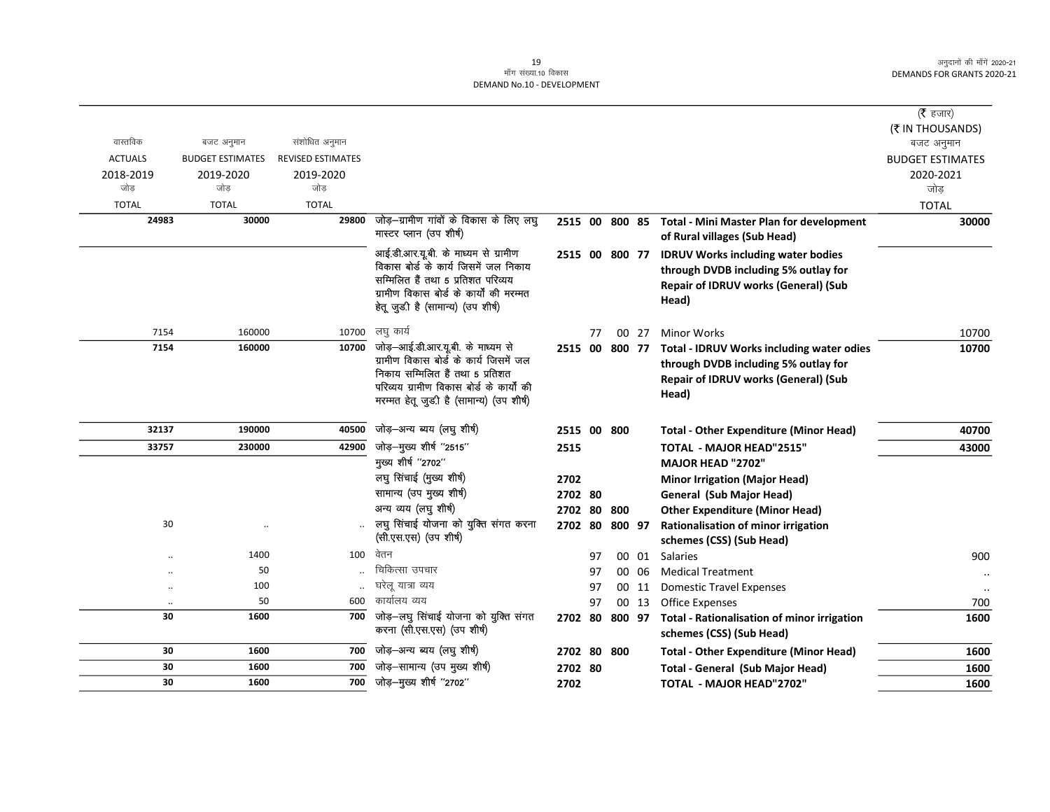माँग संख्या.10 विकास
DEMAND No.10 - DEVELOPMENT

(₹ हजार)
(₹ IN THOUSANDS)

| वास्तविक ACTUALS 2018-2019 जोड़ TOTAL | बजट अनुमान BUDGET ESTIMATES 2019-2020 जोड़ TOTAL | संशोधित अनुमान REVISED ESTIMATES 2019-2020 जोड़ TOTAL | | | | | | | बजट अनुमान BUDGET ESTIMATES 2020-2021 जोड़ TOTAL |
|---|---|---|---|---|---|---|---|---|---|
| 24983 | 30000 | 29800 | जोड़–ग्रामीण गांवों के विकास के लिए लघु मास्टर प्लान (उप शीर्ष) | 2515 | 00 | 800 | 85 | Total - Mini Master Plan for development of Rural villages (Sub Head) | 30000 |
| | | | आई.डी.आर.यू.बी. के माध्यम से ग्रामीण विकास बोर्ड के कार्य जिसमें जल निकाय सम्मिलित हैं तथा 5 प्रतिशत परिव्यय ग्रामीण विकास बोर्ड के कार्यों की मरम्मत हेतू जुड़ी है (सामान्य) (उप शीर्ष) | 2515 | 00 | 800 | 77 | IDRUV Works including water bodies through DVDB including 5% outlay for Repair of IDRUV works (General) (Sub Head) | |
| 7154 | 160000 | 10700 | लघु कार्य | | 77 | 00 | 27 | Minor Works | 10700 |
| 7154 | 160000 | 10700 | जोड़–आई.डी.आर.यू.बी. के माध्यम से ग्रामीण विकास बोर्ड के कार्य जिसमें जल निकाय सम्मिलित हैं तथा 5 प्रतिशत परिव्यय ग्रामीण विकास बोर्ड के कार्यों की मरम्मत हेतू जुड़ी है (सामान्य) (उप शीर्ष) | 2515 | 00 | 800 | 77 | Total - IDRUV Works including water odies through DVDB including 5% outlay for Repair of IDRUV works (General) (Sub Head) | 10700 |
| 32137 | 190000 | 40500 | जोड़–अन्य ब्यय (लघु शीर्ष) | 2515 | 00 | 800 | | Total - Other Expenditure (Minor Head) | 40700 |
| 33757 | 230000 | 42900 | जोड़–मुख्य शीर्ष "2515" | 2515 | | | | TOTAL - MAJOR HEAD"2515" | 43000 |
| | | | मुख्य शीर्ष "2702" | | | | | MAJOR HEAD "2702" | |
| | | | लघु सिंचाई (मुख्य शीर्ष) | 2702 | | | | Minor Irrigation (Major Head) | |
| | | | सामान्य (उप मुख्य शीर्ष) | 2702 | 80 | | | General (Sub Major Head) | |
| | | | अन्य व्यय (लघु शीर्ष) | 2702 | 80 | 800 | | Other Expenditure (Minor Head) | |
| 30 | .. | .. | लघु सिंचाई योजना को युक्ति संगत करना (सी.एस.एस) (उप शीर्ष) | 2702 | 80 | 800 | 97 | Rationalisation of minor irrigation schemes (CSS) (Sub Head) | |
| .. | 1400 | 100 | वेतन | | 97 | 00 | 01 | Salaries | 900 |
| .. | 50 | .. | चिकित्सा उपचार | | 97 | 00 | 06 | Medical Treatment | .. |
| .. | 100 | .. | घरेलू यात्रा व्यय | | 97 | 00 | 11 | Domestic Travel Expenses | .. |
| .. | 50 | 600 | कार्यालय व्यय | | 97 | 00 | 13 | Office Expenses | 700 |
| 30 | 1600 | 700 | जोड़–लघु सिंचाई योजना को युक्ति संगत करना (सी.एस.एस) (उप शीर्ष) | 2702 | 80 | 800 | 97 | Total - Rationalisation of minor irrigation schemes (CSS) (Sub Head) | 1600 |
| 30 | 1600 | 700 | जोड़–अन्य ब्यय (लघु शीर्ष) | 2702 | 80 | 800 | | Total - Other Expenditure (Minor Head) | 1600 |
| 30 | 1600 | 700 | जोड़–सामान्य (उप मुख्य शीर्ष) | 2702 | 80 | | | Total - General (Sub Major Head) | 1600 |
| 30 | 1600 | 700 | जोड़–मुख्य शीर्ष "2702" | 2702 | | | | TOTAL - MAJOR HEAD"2702" | 1600 |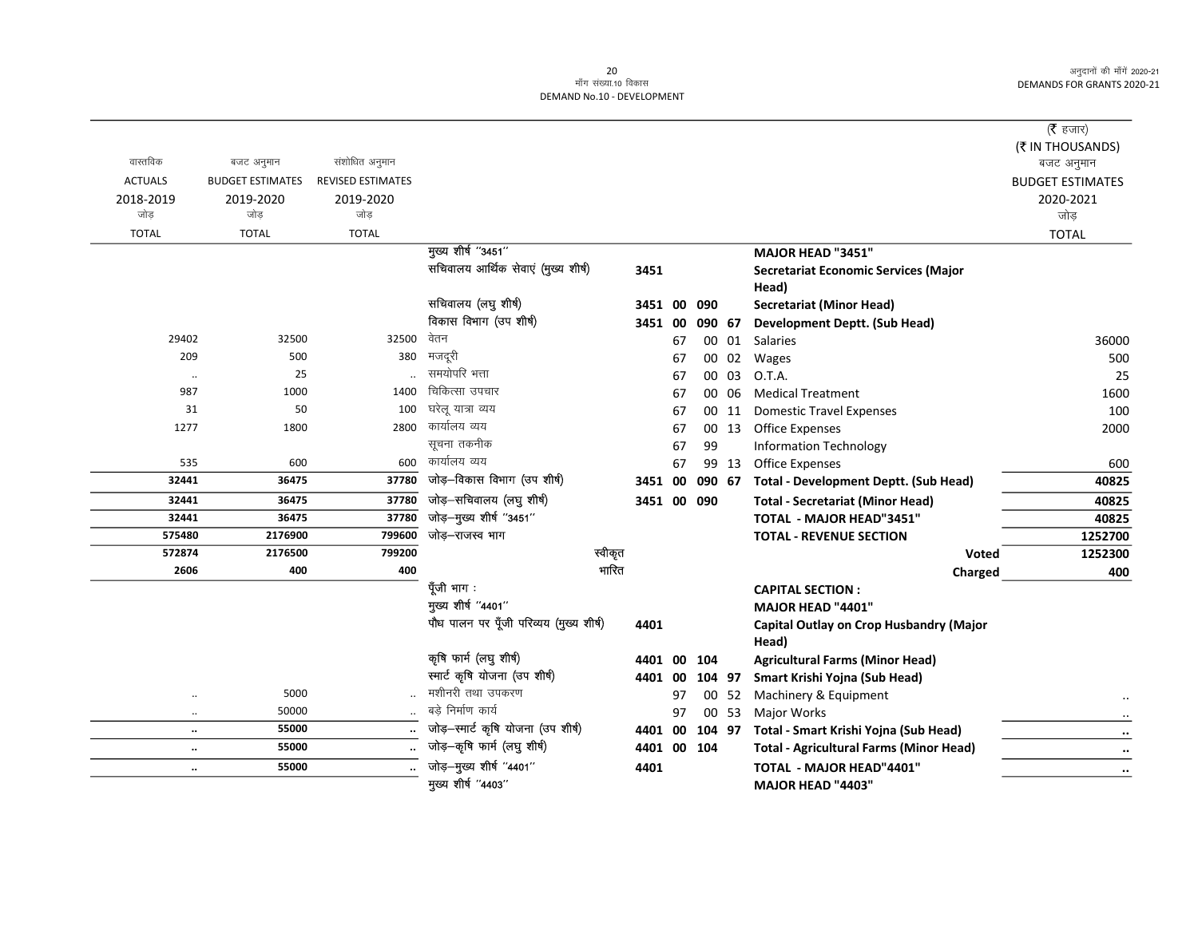माँग संख्या.10 विकास
DEMAND No.10 - DEVELOPMENT

(₹ हजार)
(₹ IN THOUSANDS)

| वास्तविक ACTUALS 2018-2019 जोड़ TOTAL | बजट अनुमान BUDGET ESTIMATES 2019-2020 जोड़ TOTAL | संशोधित अनुमान REVISED ESTIMATES 2019-2020 जोड़ TOTAL | | | | | | | बजट अनुमान BUDGET ESTIMATES 2020-2021 जोड़ TOTAL |
|---|---|---|---|---|---|---|---|---|---|
| | | | मुख्य शीर्ष ''3451'' | | | | | MAJOR HEAD "3451" | |
| | | | सचिवालय आर्थिक सेवाएं (मुख्य शीर्ष) | 3451 | | | | Secretariat Economic Services (Major Head) | |
| | | | सचिवालय (लघु शीर्ष) | 3451 | 00 | 090 | | Secretariat (Minor Head) | |
| | | | विकास विभाग (उप शीर्ष) | 3451 | 00 | 090 | 67 | Development Deptt. (Sub Head) | |
| 29402 | 32500 | 32500 | वेतन | | 67 | 00 | 01 | Salaries | 36000 |
| 209 | 500 | 380 | मजदूरी | | 67 | 00 | 02 | Wages | 500 |
| .. | 25 | .. | समयोपरि भत्ता | | 67 | 00 | 03 | O.T.A. | 25 |
| 987 | 1000 | 1400 | चिकित्सा उपचार | | 67 | 00 | 06 | Medical Treatment | 1600 |
| 31 | 50 | 100 | घरेलू यात्रा व्यय | | 67 | 00 | 11 | Domestic Travel Expenses | 100 |
| 1277 | 1800 | 2800 | कार्यालय व्यय | | 67 | 00 | 13 | Office Expenses | 2000 |
| | | | सूचना तकनीक | | 67 | 99 | | Information Technology | |
| 535 | 600 | 600 | कार्यालय व्यय | | 67 | 99 | 13 | Office Expenses | 600 |
| **32441** | **36475** | **37780** | जोड़–विकास विभाग (उप शीर्ष) | 3451 | 00 | 090 | 67 | **Total - Development Deptt. (Sub Head)** | **40825** |
| **32441** | **36475** | **37780** | जोड़–सचिवालय (लघु शीर्ष) | 3451 | 00 | 090 | | **Total - Secretariat (Minor Head)** | **40825** |
| **32441** | **36475** | **37780** | जोड़–मुख्य शीर्ष ''3451'' | | | | | **TOTAL - MAJOR HEAD"3451"** | **40825** |
| **575480** | **2176900** | **799600** | जोड़–राजस्व भाग | | | | | **TOTAL - REVENUE SECTION** | **1252700** |
| **572874** | **2176500** | **799200** | स्वीकृत | | | | | **Voted** | **1252300** |
| **2606** | **400** | **400** | भारित | | | | | **Charged** | **400** |
| | | | पूँजी भाग : | | | | | **CAPITAL SECTION :** | |
| | | | मुख्य शीर्ष ''4401'' | | | | | **MAJOR HEAD "4401"** | |
| | | | पौध पालन पर पूँजी परिव्यय (मुख्य शीर्ष) | 4401 | | | | **Capital Outlay on Crop Husbandry (Major Head)** | |
| | | | कृषि फार्म (लघु शीर्ष) | 4401 | 00 | 104 | | **Agricultural Farms (Minor Head)** | |
| | | | स्मार्ट कृषि योजना (उप शीर्ष) | 4401 | 00 | 104 | 97 | **Smart Krishi Yojna (Sub Head)** | |
| .. | 5000 | .. | मशीनरी तथा उपकरण | | 97 | 00 | 52 | Machinery & Equipment | .. |
| .. | 50000 | .. | बड़े निर्माण कार्य | | 97 | 00 | 53 | Major Works | .. |
| **..** | **55000** | **..** | जोड़–स्मार्ट कृषि योजना (उप शीर्ष) | 4401 | 00 | 104 | 97 | **Total - Smart Krishi Yojna (Sub Head)** | **..** |
| **..** | **55000** | **..** | जोड़–कृषि फार्म (लघु शीर्ष) | 4401 | 00 | 104 | | **Total - Agricultural Farms (Minor Head)** | **..** |
| **..** | **55000** | **..** | जोड़–मुख्य शीर्ष ''4401'' | 4401 | | | | **TOTAL - MAJOR HEAD"4401"** | **..** |
| | | | मुख्य शीर्ष ''4403'' | | | | | **MAJOR HEAD "4403"** | |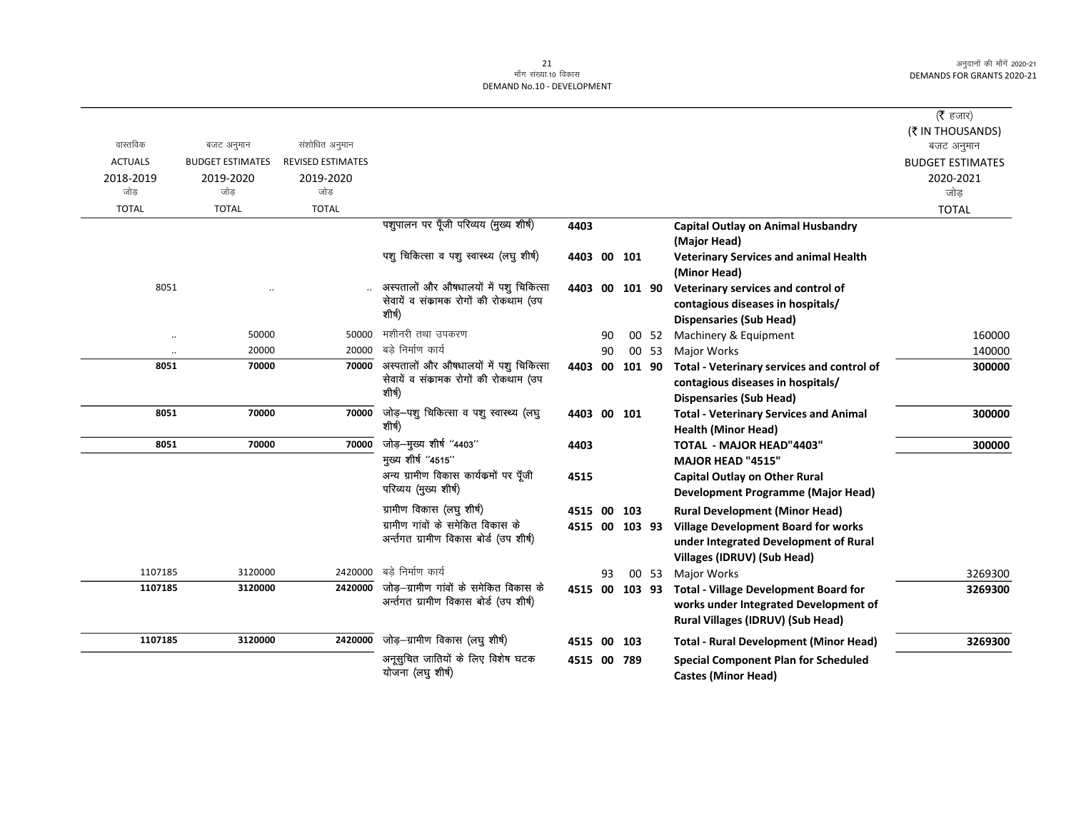मॉंग संख्या.10 विकास
DEMAND No.10 - DEVELOPMENT

| वास्तविक ACTUALS 2018-2019 जोड़ TOTAL | बजट अनुमान BUDGET ESTIMATES 2019-2020 जोड़ TOTAL | संशोधित अनुमान REVISED ESTIMATES 2019-2020 जोड़ TOTAL | | | | | | | (₹ हजार) (₹ IN THOUSANDS) बजट अनुमान BUDGET ESTIMATES 2020-2021 जोड़ TOTAL |
|---|---|---|---|---|---|---|---|---|---|
| | | | पशुपालन पर पूँजी परिव्यय (मुख्य शीर्ष) | 4403 | | | | **Capital Outlay on Animal Husbandry (Major Head)** | |
| | | | पशु चिकित्सा व पशु स्वास्थ्य (लघु शीर्ष) | 4403 | 00 | 101 | | **Veterinary Services and animal Health (Minor Head)** | |
| 8051 | .. | .. | अस्पतालों और औषधालयों में पशु चिकित्सा सेवायें व संक्रामक रोगों की रोकथाम (उप शीर्ष) | 4403 | 00 | 101 | 90 | **Veterinary services and control of contagious diseases in hospitals/ Dispensaries (Sub Head)** | |
| .. | 50000 | 50000 | मशीनरी तथा उपकरण | | 90 | 00 | 52 | Machinery & Equipment | 160000 |
| .. | 20000 | 20000 | बड़े निर्माण कार्य | | 90 | 00 | 53 | Major Works | 140000 |
| **8051** | **70000** | **70000** | अस्पतालों और औषधालयों में पशु चिकित्सा सेवायें व संक्रामक रोगों की रोकथाम (उप शीर्ष) | **4403** | **00** | **101** | **90** | **Total - Veterinary services and control of contagious diseases in hospitals/ Dispensaries (Sub Head)** | **300000** |
| **8051** | **70000** | **70000** | जोड़–पशु चिकित्सा व पशु स्वास्थ्य (लघु शीर्ष) | **4403** | **00** | **101** | | **Total - Veterinary Services and Animal Health (Minor Head)** | **300000** |
| **8051** | **70000** | **70000** | जोड़–मुख्य शीर्ष ''4403'' | **4403** | | | | **TOTAL - MAJOR HEAD"4403"** | **300000** |
| | | | मुख्य शीर्ष ''4515'' | | | | | **MAJOR HEAD "4515"** | |
| | | | अन्य ग्रामीण विकास कार्यक्रमों पर पूँजी परिव्यय (मुख्य शीर्ष) | 4515 | | | | **Capital Outlay on Other Rural Development Programme (Major Head)** | |
| | | | ग्रामीण विकास (लघु शीर्ष) | 4515 | 00 | 103 | | **Rural Development (Minor Head)** | |
| | | | ग्रामीण गांवों के समेकित विकास के अर्न्तगत ग्रामीण विकास बोर्ड (उप शीर्ष) | 4515 | 00 | 103 | 93 | **Village Development Board for works under Integrated Development of Rural Villages (IDRUV) (Sub Head)** | |
| 1107185 | 3120000 | 2420000 | बड़े निर्माण कार्य | | 93 | 00 | 53 | Major Works | 3269300 |
| **1107185** | **3120000** | **2420000** | जोड़–ग्रामीण गांवों के समेकित विकास के अर्न्तगत ग्रामीण विकास बोर्ड (उप शीर्ष) | **4515** | **00** | **103** | **93** | **Total - Village Development Board for works under Integrated Development of Rural Villages (IDRUV) (Sub Head)** | **3269300** |
| **1107185** | **3120000** | **2420000** | जोड़–ग्रामीण विकास (लघु शीर्ष) | **4515** | **00** | **103** | | **Total - Rural Development (Minor Head)** | **3269300** |
| | | | अनूसुचित जातियों के लिए विशेष घटक योजना (लघु शीर्ष) | 4515 | 00 | 789 | | **Special Component Plan for Scheduled Castes (Minor Head)** | |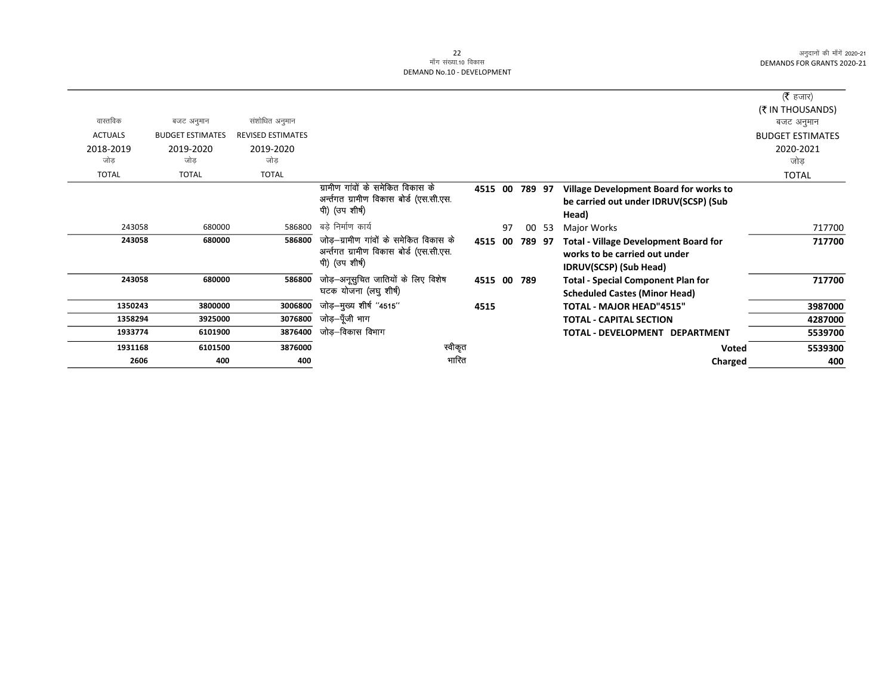मॉंग संख्या.10 विकास
DEMAND No.10 - DEVELOPMENT

| वास्तविक ACTUALS 2018-2019 जोड़ TOTAL | बजट अनुमान BUDGET ESTIMATES 2019-2020 जोड़ TOTAL | संशोधित अनुमान REVISED ESTIMATES 2019-2020 जोड़ TOTAL | | | | | | | (₹ हजार) (₹ IN THOUSANDS) बजट अनुमान BUDGET ESTIMATES 2020-2021 जोड़ TOTAL |
|---|---|---|---|---|---|---|---|---|---|
| | | | ग्रामीण गांवों के समेकित विकास के अर्न्तगत ग्रामीण विकास बोर्ड (एस.सी.एस.पी) (उप शीर्ष) | 4515 | 00 | 789 | 97 | **Village Development Board for works to be carried out under IDRUV(SCSP) (Sub Head)** | |
| 243058 | 680000 | 586800 | बड़े निर्माण कार्य | | 97 | 00 | 53 | Major Works | 717700 |
| **243058** | **680000** | **586800** | जोड़–ग्रामीण गांवों के समेकित विकास के अर्न्तगत ग्रामीण विकास बोर्ड (एस.सी.एस.पी) (उप शीर्ष) | **4515** | **00** | **789** | **97** | **Total - Village Development Board for works to be carried out under IDRUV(SCSP) (Sub Head)** | **717700** |
| **243058** | **680000** | **586800** | जोड़–अनूसुचित जातियों के लिए विशेष घटक योजना (लघु शीर्ष) | **4515** | **00** | **789** | | **Total - Special Component Plan for Scheduled Castes (Minor Head)** | **717700** |
| **1350243** | **3800000** | **3006800** | जोड़–मुख्य शीर्ष "4515" | **4515** | | | | **TOTAL - MAJOR HEAD"4515"** | **3987000** |
| **1358294** | **3925000** | **3076800** | जोड़–पूँजी भाग | | | | | **TOTAL - CAPITAL SECTION** | **4287000** |
| **1933774** | **6101900** | **3876400** | जोड़–विकास विभाग | | | | | **TOTAL - DEVELOPMENT DEPARTMENT** | **5539700** |
| **1931168** | **6101500** | **3876000** | स्वीकृत | | | | | **Voted** | **5539300** |
| **2606** | **400** | **400** | भारित | | | | | **Charged** | **400** |